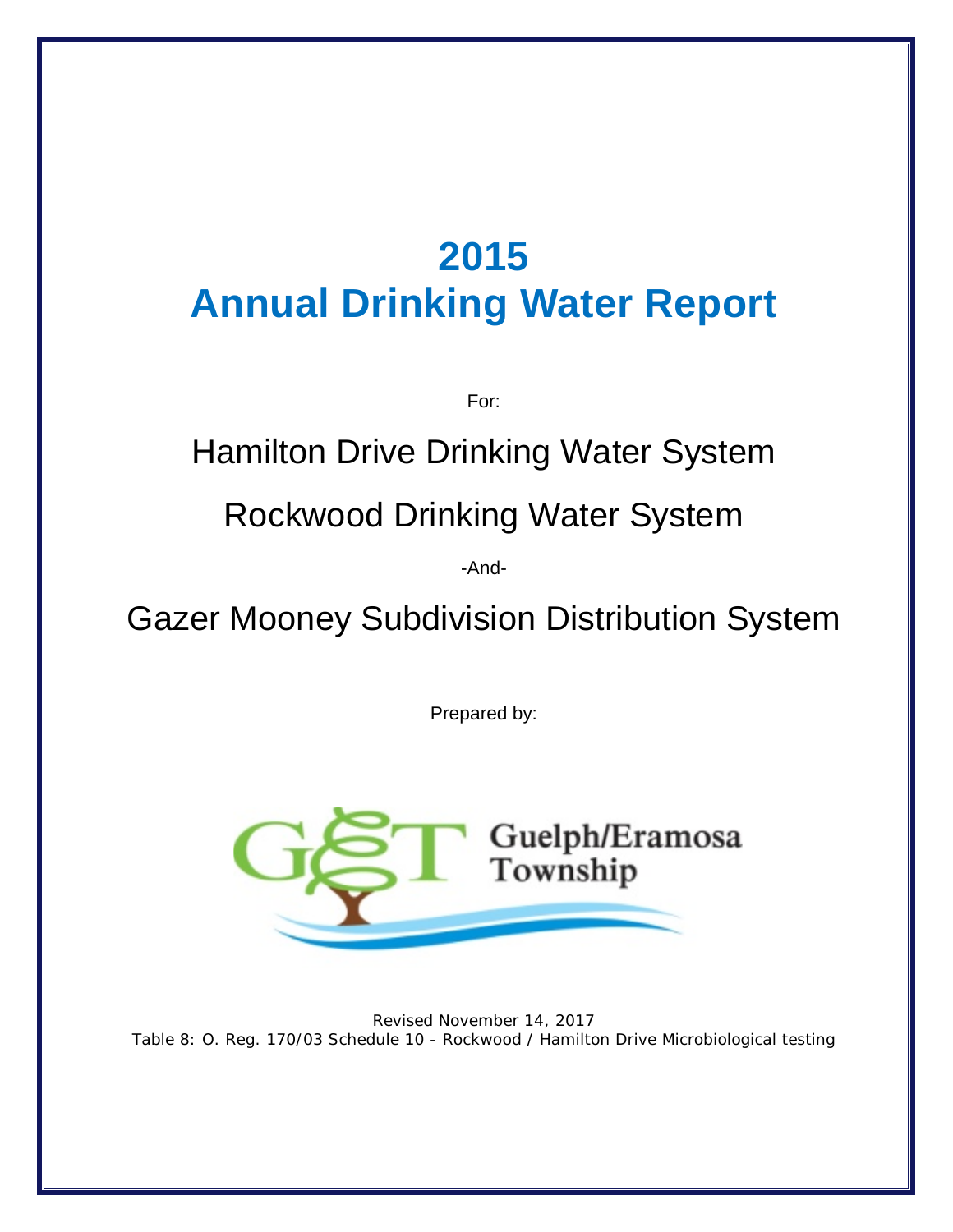# 2015
# Annual Drinking Water Report

For:

## Hamilton Drive Drinking Water System

## Rockwood Drinking Water System

-And-

## Gazer Mooney Subdivision Distribution System

Prepared by:

Guelph/Eramosa Township

Revised November 14, 2017
Table 8: O. Reg. 170/03 Schedule 10 - Rockwood / Hamilton Drive Microbiological testing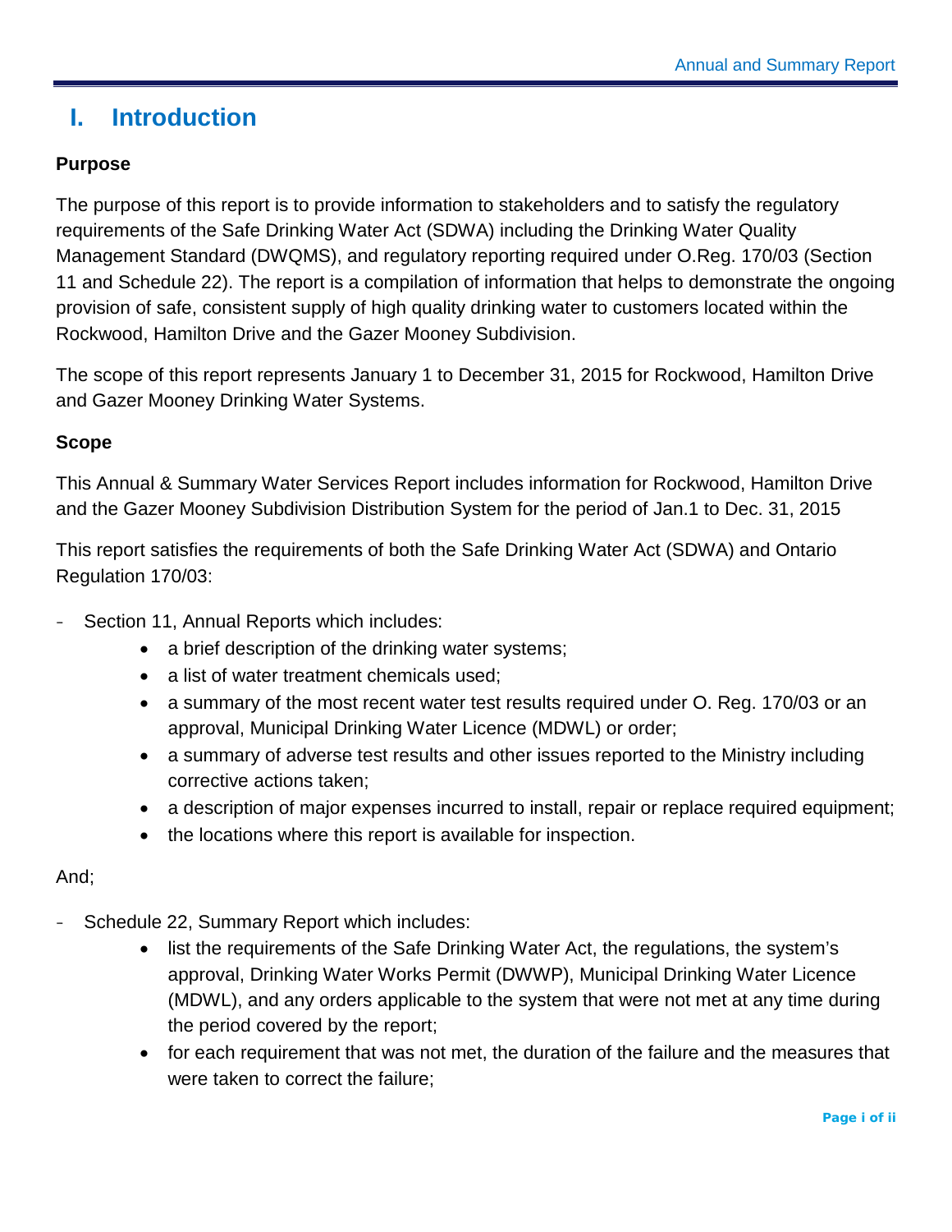# I. Introduction

**Purpose**

The purpose of this report is to provide information to stakeholders and to satisfy the regulatory requirements of the Safe Drinking Water Act (SDWA) including the Drinking Water Quality Management Standard (DWQMS), and regulatory reporting required under O.Reg. 170/03 (Section 11 and Schedule 22). The report is a compilation of information that helps to demonstrate the ongoing provision of safe, consistent supply of high quality drinking water to customers located within the Rockwood, Hamilton Drive and the Gazer Mooney Subdivision.

The scope of this report represents January 1 to December 31, 2015 for Rockwood, Hamilton Drive and Gazer Mooney Drinking Water Systems.

**Scope**

This Annual & Summary Water Services Report includes information for Rockwood, Hamilton Drive and the Gazer Mooney Subdivision Distribution System for the period of Jan.1 to Dec. 31, 2015

This report satisfies the requirements of both the Safe Drinking Water Act (SDWA) and Ontario Regulation 170/03:

- Section 11, Annual Reports which includes:
  - a brief description of the drinking water systems;
  - a list of water treatment chemicals used;
  - a summary of the most recent water test results required under O. Reg. 170/03 or an approval, Municipal Drinking Water Licence (MDWL) or order;
  - a summary of adverse test results and other issues reported to the Ministry including corrective actions taken;
  - a description of major expenses incurred to install, repair or replace required equipment;
  - the locations where this report is available for inspection.

And;

- Schedule 22, Summary Report which includes:
  - list the requirements of the Safe Drinking Water Act, the regulations, the system's approval, Drinking Water Works Permit (DWWP), Municipal Drinking Water Licence (MDWL), and any orders applicable to the system that were not met at any time during the period covered by the report;
  - for each requirement that was not met, the duration of the failure and the measures that were taken to correct the failure;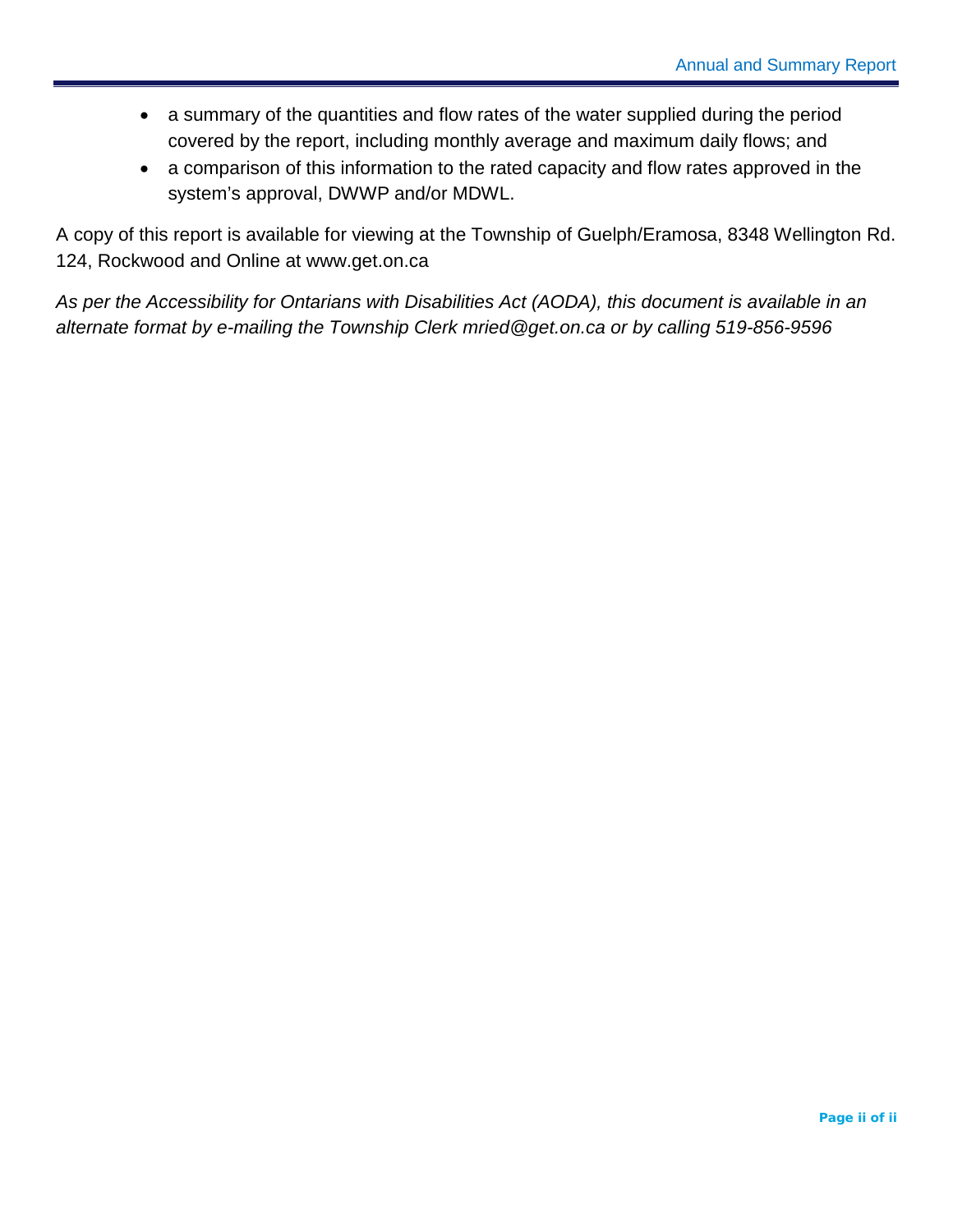- a summary of the quantities and flow rates of the water supplied during the period covered by the report, including monthly average and maximum daily flows; and
- a comparison of this information to the rated capacity and flow rates approved in the system's approval, DWWP and/or MDWL.

A copy of this report is available for viewing at the Township of Guelph/Eramosa, 8348 Wellington Rd. 124, Rockwood and Online at www.get.on.ca

*As per the Accessibility for Ontarians with Disabilities Act (AODA), this document is available in an alternate format by e-mailing the Township Clerk mried@get.on.ca or by calling 519-856-9596*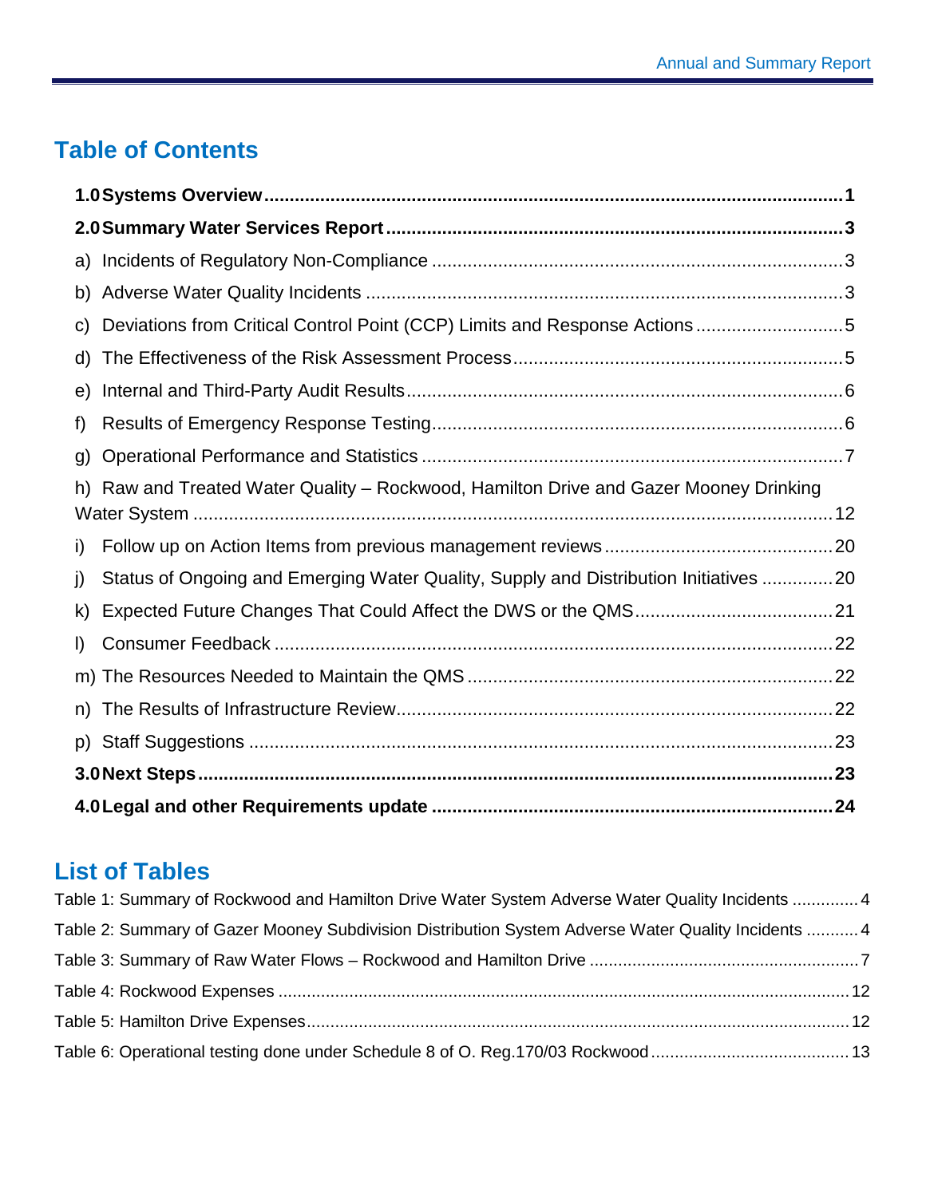## Table of Contents

**1.0 Systems Overview** ........ **1**

**2.0 Summary Water Services Report** ........ **3**

a) Incidents of Regulatory Non-Compliance ........ 3

b) Adverse Water Quality Incidents ........ 3

c) Deviations from Critical Control Point (CCP) Limits and Response Actions ........ 5

d) The Effectiveness of the Risk Assessment Process ........ 5

e) Internal and Third-Party Audit Results ........ 6

f) Results of Emergency Response Testing ........ 6

g) Operational Performance and Statistics ........ 7

h) Raw and Treated Water Quality – Rockwood, Hamilton Drive and Gazer Mooney Drinking Water System ........ 12

i) Follow up on Action Items from previous management reviews ........ 20

j) Status of Ongoing and Emerging Water Quality, Supply and Distribution Initiatives ........ 20

k) Expected Future Changes That Could Affect the DWS or the QMS ........ 21

l) Consumer Feedback ........ 22

m) The Resources Needed to Maintain the QMS ........ 22

n) The Results of Infrastructure Review ........ 22

p) Staff Suggestions ........ 23

**3.0 Next Steps** ........ **23**

**4.0 Legal and other Requirements update** ........ **24**

## List of Tables

Table 1: Summary of Rockwood and Hamilton Drive Water System Adverse Water Quality Incidents ........ 4

Table 2: Summary of Gazer Mooney Subdivision Distribution System Adverse Water Quality Incidents ........ 4

Table 3: Summary of Raw Water Flows – Rockwood and Hamilton Drive ........ 7

Table 4: Rockwood Expenses ........ 12

Table 5: Hamilton Drive Expenses ........ 12

Table 6: Operational testing done under Schedule 8 of O. Reg.170/03 Rockwood ........ 13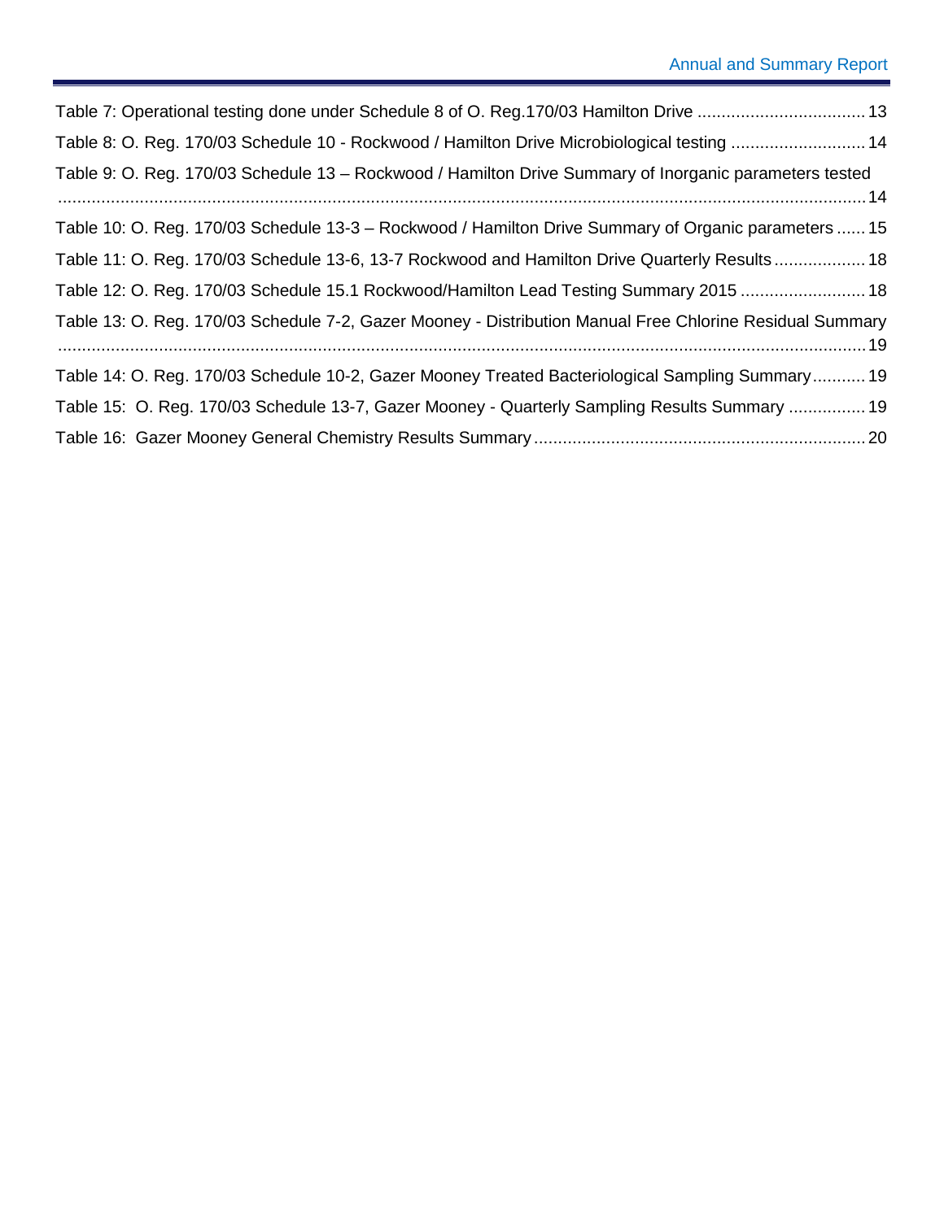Table 7: Operational testing done under Schedule 8 of O. Reg.170/03 Hamilton Drive .................................. 13

Table 8: O. Reg. 170/03 Schedule 10 - Rockwood / Hamilton Drive Microbiological testing ............................ 14

Table 9: O. Reg. 170/03 Schedule 13 – Rockwood / Hamilton Drive Summary of Inorganic parameters tested ......................................................................................................................................................... 14

Table 10: O. Reg. 170/03 Schedule 13-3 – Rockwood / Hamilton Drive Summary of Organic parameters ...... 15

Table 11: O. Reg. 170/03 Schedule 13-6, 13-7 Rockwood and Hamilton Drive Quarterly Results ................... 18

Table 12: O. Reg. 170/03 Schedule 15.1 Rockwood/Hamilton Lead Testing Summary 2015 .......................... 18

Table 13: O. Reg. 170/03 Schedule 7-2, Gazer Mooney - Distribution Manual Free Chlorine Residual Summary ......................................................................................................................................................... 19

Table 14: O. Reg. 170/03 Schedule 10-2, Gazer Mooney Treated Bacteriological Sampling Summary ........... 19

Table 15: O. Reg. 170/03 Schedule 13-7, Gazer Mooney - Quarterly Sampling Results Summary ................ 19

Table 16: Gazer Mooney General Chemistry Results Summary ..................................................................... 20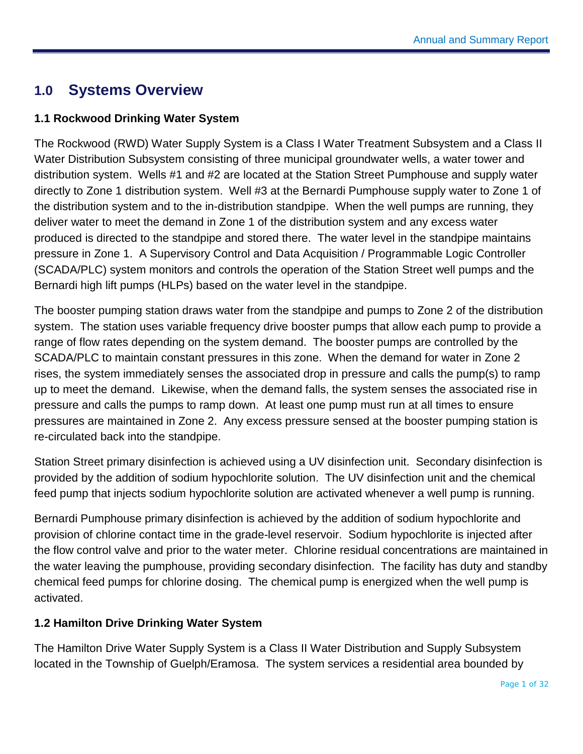# 1.0 Systems Overview

### 1.1 Rockwood Drinking Water System

The Rockwood (RWD) Water Supply System is a Class I Water Treatment Subsystem and a Class II Water Distribution Subsystem consisting of three municipal groundwater wells, a water tower and distribution system. Wells #1 and #2 are located at the Station Street Pumphouse and supply water directly to Zone 1 distribution system. Well #3 at the Bernardi Pumphouse supply water to Zone 1 of the distribution system and to the in-distribution standpipe. When the well pumps are running, they deliver water to meet the demand in Zone 1 of the distribution system and any excess water produced is directed to the standpipe and stored there. The water level in the standpipe maintains pressure in Zone 1. A Supervisory Control and Data Acquisition / Programmable Logic Controller (SCADA/PLC) system monitors and controls the operation of the Station Street well pumps and the Bernardi high lift pumps (HLPs) based on the water level in the standpipe.

The booster pumping station draws water from the standpipe and pumps to Zone 2 of the distribution system. The station uses variable frequency drive booster pumps that allow each pump to provide a range of flow rates depending on the system demand. The booster pumps are controlled by the SCADA/PLC to maintain constant pressures in this zone. When the demand for water in Zone 2 rises, the system immediately senses the associated drop in pressure and calls the pump(s) to ramp up to meet the demand. Likewise, when the demand falls, the system senses the associated rise in pressure and calls the pumps to ramp down. At least one pump must run at all times to ensure pressures are maintained in Zone 2. Any excess pressure sensed at the booster pumping station is re-circulated back into the standpipe.

Station Street primary disinfection is achieved using a UV disinfection unit. Secondary disinfection is provided by the addition of sodium hypochlorite solution. The UV disinfection unit and the chemical feed pump that injects sodium hypochlorite solution are activated whenever a well pump is running.

Bernardi Pumphouse primary disinfection is achieved by the addition of sodium hypochlorite and provision of chlorine contact time in the grade-level reservoir. Sodium hypochlorite is injected after the flow control valve and prior to the water meter. Chlorine residual concentrations are maintained in the water leaving the pumphouse, providing secondary disinfection. The facility has duty and standby chemical feed pumps for chlorine dosing. The chemical pump is energized when the well pump is activated.

### 1.2 Hamilton Drive Drinking Water System

The Hamilton Drive Water Supply System is a Class II Water Distribution and Supply Subsystem located in the Township of Guelph/Eramosa. The system services a residential area bounded by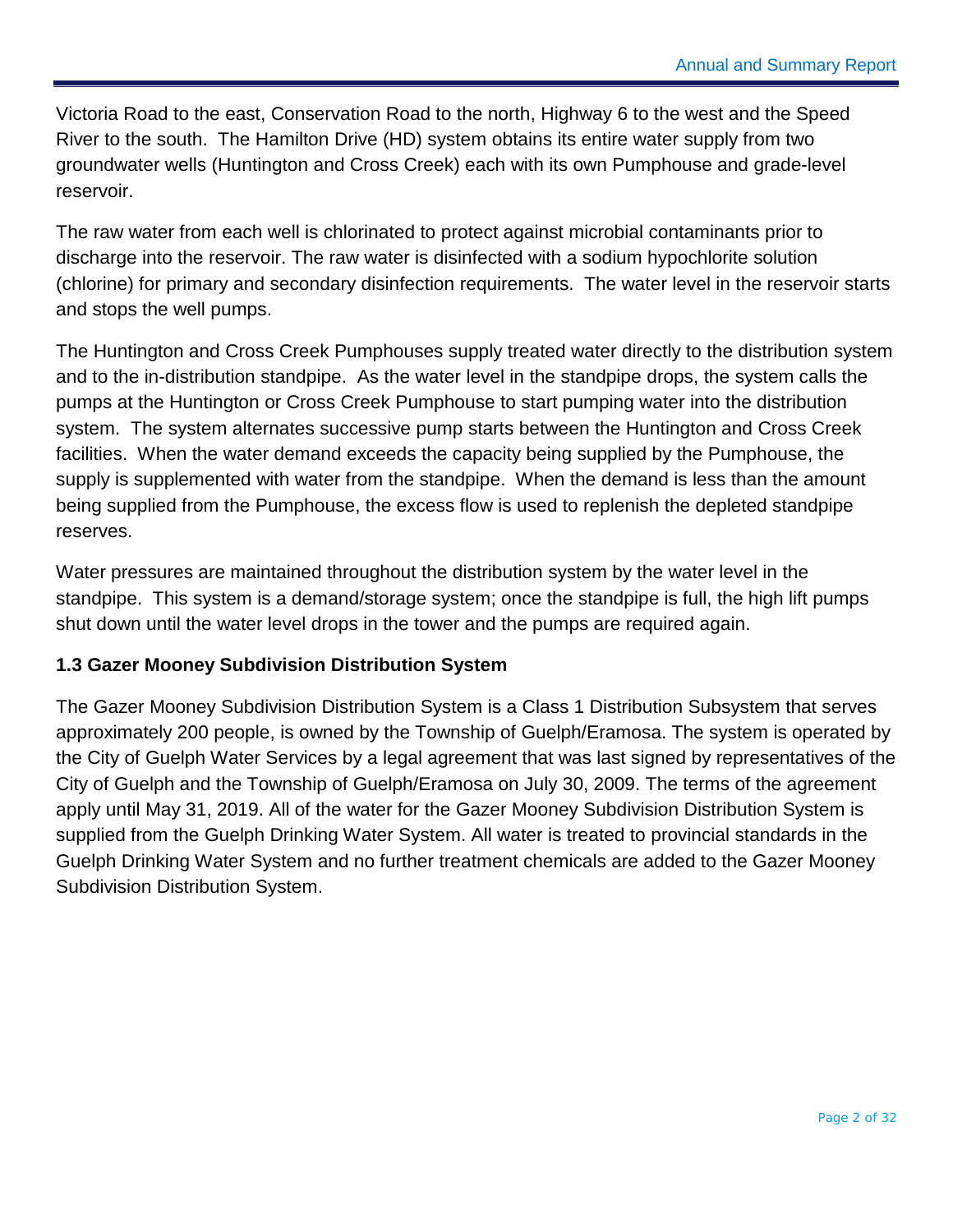Victoria Road to the east, Conservation Road to the north, Highway 6 to the west and the Speed River to the south. The Hamilton Drive (HD) system obtains its entire water supply from two groundwater wells (Huntington and Cross Creek) each with its own Pumphouse and grade-level reservoir.

The raw water from each well is chlorinated to protect against microbial contaminants prior to discharge into the reservoir. The raw water is disinfected with a sodium hypochlorite solution (chlorine) for primary and secondary disinfection requirements. The water level in the reservoir starts and stops the well pumps.

The Huntington and Cross Creek Pumphouses supply treated water directly to the distribution system and to the in-distribution standpipe. As the water level in the standpipe drops, the system calls the pumps at the Huntington or Cross Creek Pumphouse to start pumping water into the distribution system. The system alternates successive pump starts between the Huntington and Cross Creek facilities. When the water demand exceeds the capacity being supplied by the Pumphouse, the supply is supplemented with water from the standpipe. When the demand is less than the amount being supplied from the Pumphouse, the excess flow is used to replenish the depleted standpipe reserves.

Water pressures are maintained throughout the distribution system by the water level in the standpipe. This system is a demand/storage system; once the standpipe is full, the high lift pumps shut down until the water level drops in the tower and the pumps are required again.

### 1.3 Gazer Mooney Subdivision Distribution System

The Gazer Mooney Subdivision Distribution System is a Class 1 Distribution Subsystem that serves approximately 200 people, is owned by the Township of Guelph/Eramosa. The system is operated by the City of Guelph Water Services by a legal agreement that was last signed by representatives of the City of Guelph and the Township of Guelph/Eramosa on July 30, 2009. The terms of the agreement apply until May 31, 2019. All of the water for the Gazer Mooney Subdivision Distribution System is supplied from the Guelph Drinking Water System. All water is treated to provincial standards in the Guelph Drinking Water System and no further treatment chemicals are added to the Gazer Mooney Subdivision Distribution System.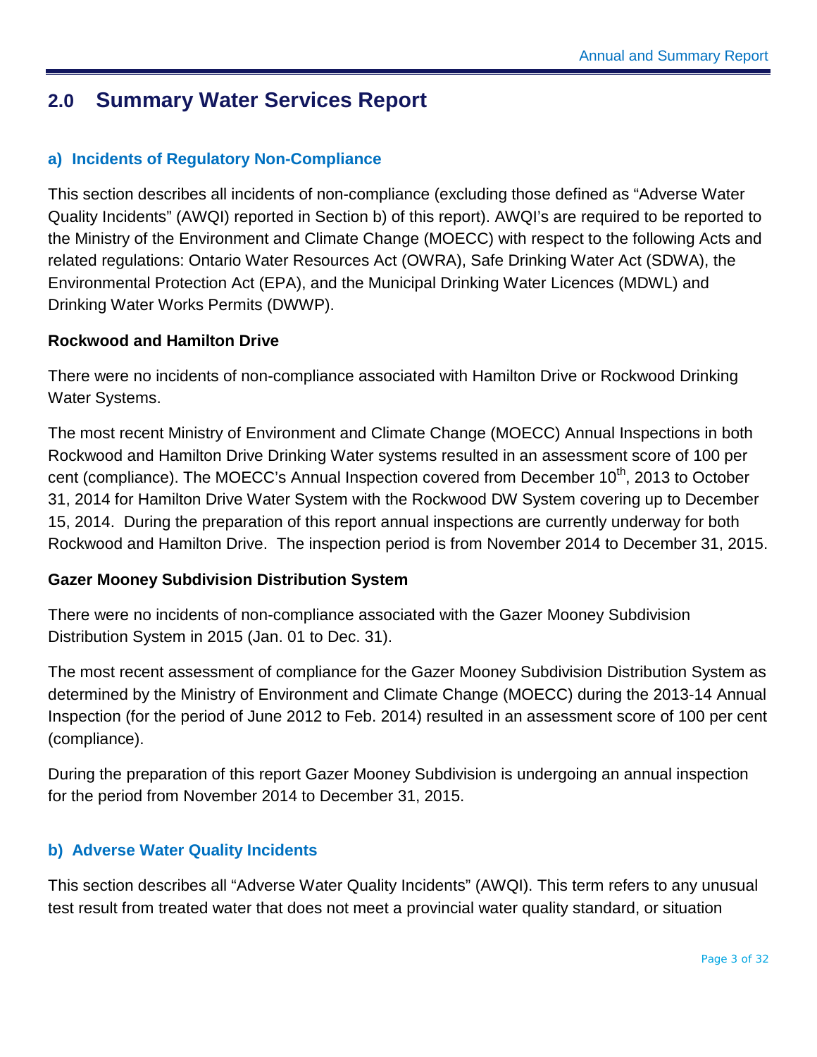## 2.0 Summary Water Services Report

### a) Incidents of Regulatory Non-Compliance

This section describes all incidents of non-compliance (excluding those defined as "Adverse Water Quality Incidents" (AWQI) reported in Section b) of this report). AWQI's are required to be reported to the Ministry of the Environment and Climate Change (MOECC) with respect to the following Acts and related regulations: Ontario Water Resources Act (OWRA), Safe Drinking Water Act (SDWA), the Environmental Protection Act (EPA), and the Municipal Drinking Water Licences (MDWL) and Drinking Water Works Permits (DWWP).

**Rockwood and Hamilton Drive**

There were no incidents of non-compliance associated with Hamilton Drive or Rockwood Drinking Water Systems.

The most recent Ministry of Environment and Climate Change (MOECC) Annual Inspections in both Rockwood and Hamilton Drive Drinking Water systems resulted in an assessment score of 100 per cent (compliance). The MOECC's Annual Inspection covered from December 10th, 2013 to October 31, 2014 for Hamilton Drive Water System with the Rockwood DW System covering up to December 15, 2014. During the preparation of this report annual inspections are currently underway for both Rockwood and Hamilton Drive. The inspection period is from November 2014 to December 31, 2015.

**Gazer Mooney Subdivision Distribution System**

There were no incidents of non-compliance associated with the Gazer Mooney Subdivision Distribution System in 2015 (Jan. 01 to Dec. 31).

The most recent assessment of compliance for the Gazer Mooney Subdivision Distribution System as determined by the Ministry of Environment and Climate Change (MOECC) during the 2013-14 Annual Inspection (for the period of June 2012 to Feb. 2014) resulted in an assessment score of 100 per cent (compliance).

During the preparation of this report Gazer Mooney Subdivision is undergoing an annual inspection for the period from November 2014 to December 31, 2015.

### b) Adverse Water Quality Incidents

This section describes all "Adverse Water Quality Incidents" (AWQI). This term refers to any unusual test result from treated water that does not meet a provincial water quality standard, or situation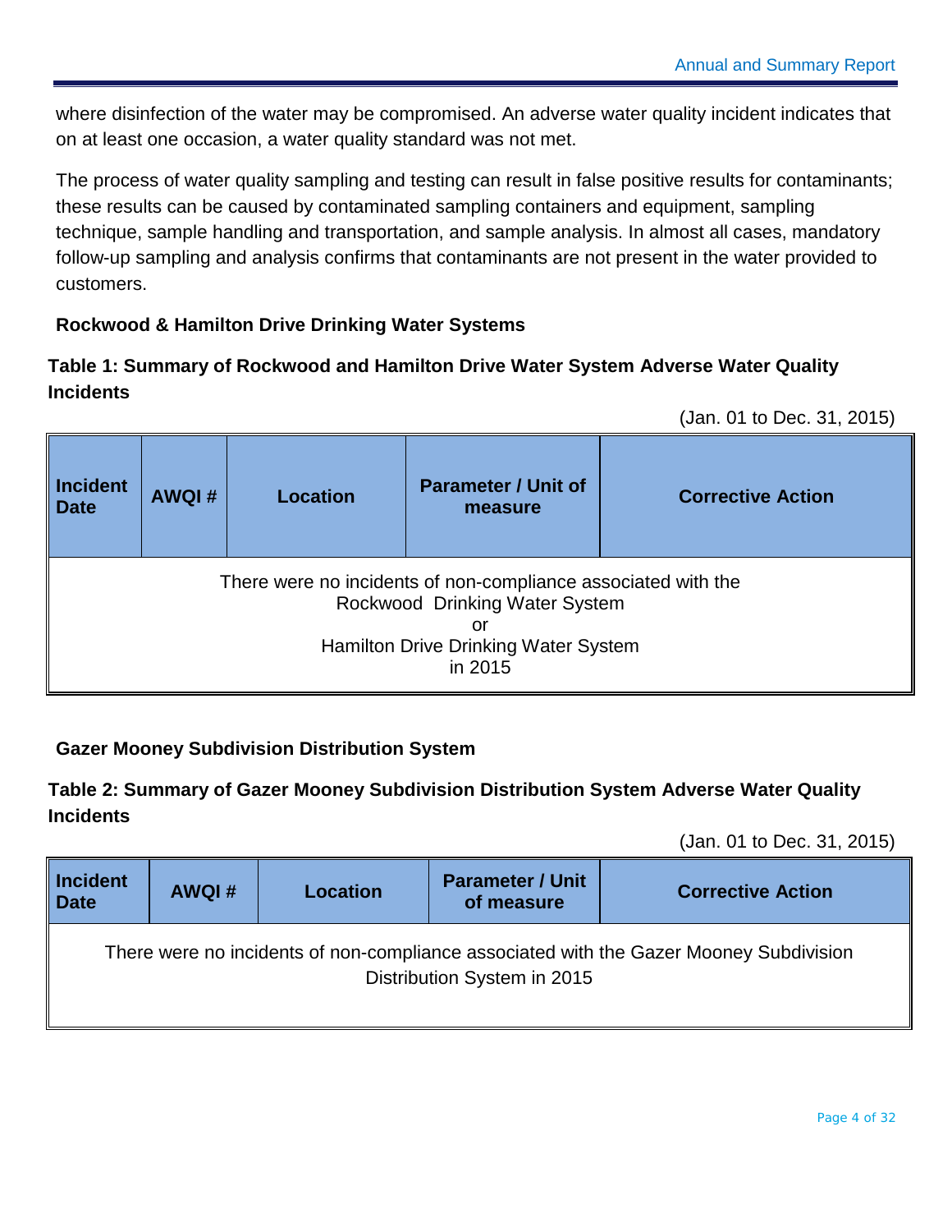where disinfection of the water may be compromised. An adverse water quality incident indicates that on at least one occasion, a water quality standard was not met.

The process of water quality sampling and testing can result in false positive results for contaminants; these results can be caused by contaminated sampling containers and equipment, sampling technique, sample handling and transportation, and sample analysis. In almost all cases, mandatory follow-up sampling and analysis confirms that contaminants are not present in the water provided to customers.

### Rockwood & Hamilton Drive Drinking Water Systems

**Table 1: Summary of Rockwood and Hamilton Drive Water System Adverse Water Quality Incidents**

(Jan. 01 to Dec. 31, 2015)

| Incident Date | AWQI # | Location | Parameter / Unit of measure | Corrective Action |
|---|---|---|---|---|
| There were no incidents of non-compliance associated with the Rockwood Drinking Water System or Hamilton Drive Drinking Water System in 2015 | | | | |

### Gazer Mooney Subdivision Distribution System

**Table 2: Summary of Gazer Mooney Subdivision Distribution System Adverse Water Quality Incidents**

(Jan. 01 to Dec. 31, 2015)

| Incident Date | AWQI # | Location | Parameter / Unit of measure | Corrective Action |
|---|---|---|---|---|
| There were no incidents of non-compliance associated with the Gazer Mooney Subdivision Distribution System in 2015 | | | | |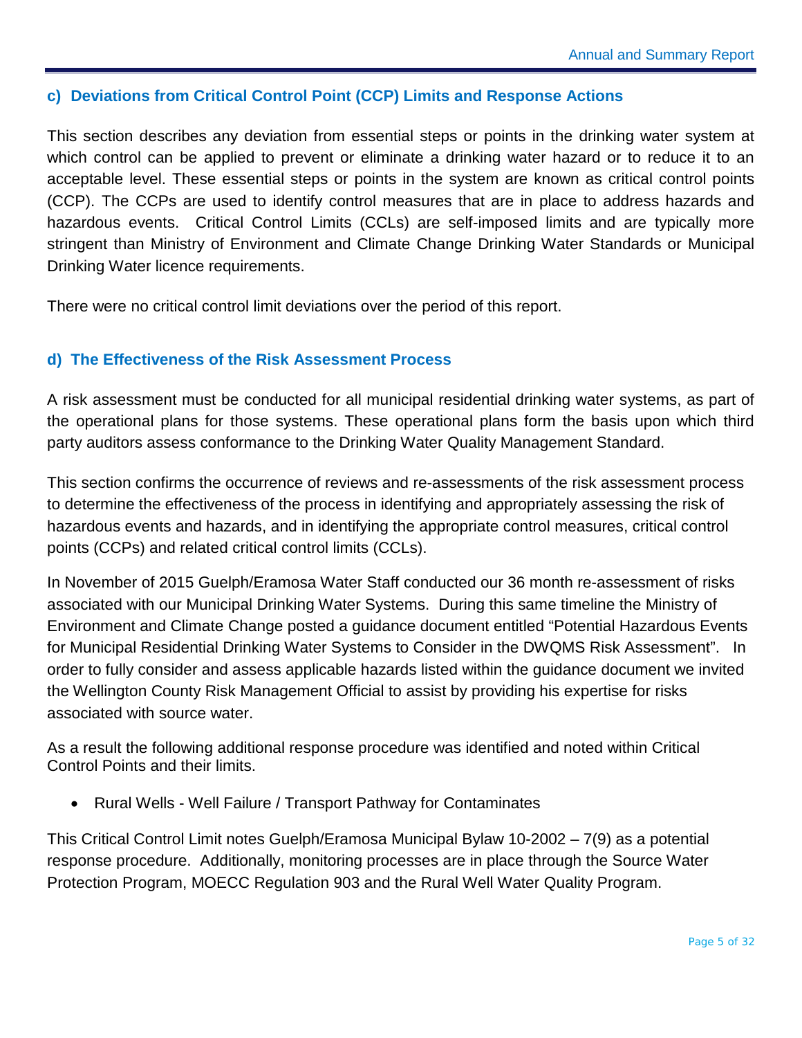### c) Deviations from Critical Control Point (CCP) Limits and Response Actions

This section describes any deviation from essential steps or points in the drinking water system at which control can be applied to prevent or eliminate a drinking water hazard or to reduce it to an acceptable level. These essential steps or points in the system are known as critical control points (CCP). The CCPs are used to identify control measures that are in place to address hazards and hazardous events. Critical Control Limits (CCLs) are self-imposed limits and are typically more stringent than Ministry of Environment and Climate Change Drinking Water Standards or Municipal Drinking Water licence requirements.

There were no critical control limit deviations over the period of this report.

### d) The Effectiveness of the Risk Assessment Process

A risk assessment must be conducted for all municipal residential drinking water systems, as part of the operational plans for those systems. These operational plans form the basis upon which third party auditors assess conformance to the Drinking Water Quality Management Standard.

This section confirms the occurrence of reviews and re-assessments of the risk assessment process to determine the effectiveness of the process in identifying and appropriately assessing the risk of hazardous events and hazards, and in identifying the appropriate control measures, critical control points (CCPs) and related critical control limits (CCLs).

In November of 2015 Guelph/Eramosa Water Staff conducted our 36 month re-assessment of risks associated with our Municipal Drinking Water Systems. During this same timeline the Ministry of Environment and Climate Change posted a guidance document entitled "Potential Hazardous Events for Municipal Residential Drinking Water Systems to Consider in the DWQMS Risk Assessment". In order to fully consider and assess applicable hazards listed within the guidance document we invited the Wellington County Risk Management Official to assist by providing his expertise for risks associated with source water.

As a result the following additional response procedure was identified and noted within Critical Control Points and their limits.

- Rural Wells - Well Failure / Transport Pathway for Contaminates

This Critical Control Limit notes Guelph/Eramosa Municipal Bylaw 10-2002 – 7(9) as a potential response procedure. Additionally, monitoring processes are in place through the Source Water Protection Program, MOECC Regulation 903 and the Rural Well Water Quality Program.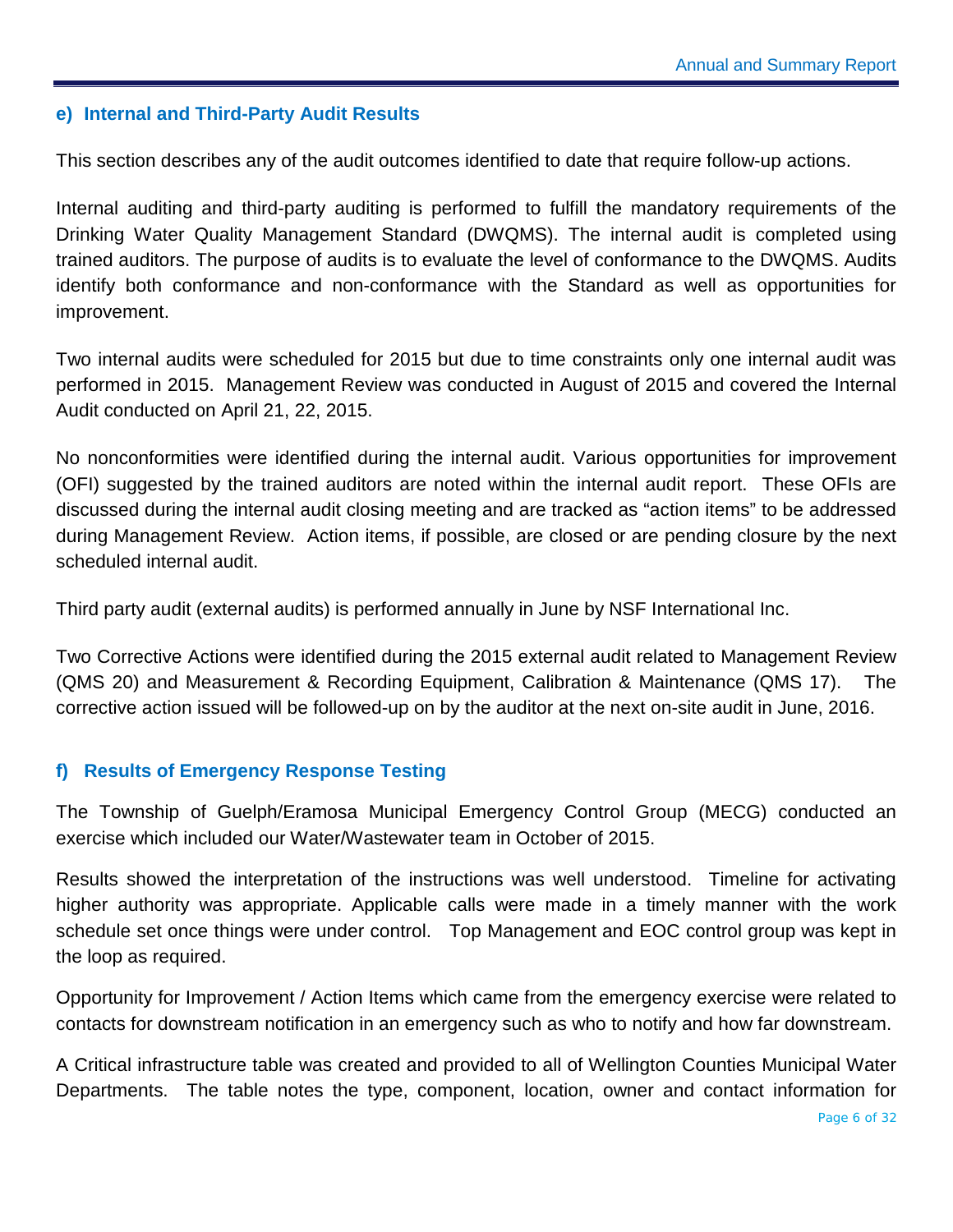### e) Internal and Third-Party Audit Results

This section describes any of the audit outcomes identified to date that require follow-up actions.

Internal auditing and third-party auditing is performed to fulfill the mandatory requirements of the Drinking Water Quality Management Standard (DWQMS). The internal audit is completed using trained auditors. The purpose of audits is to evaluate the level of conformance to the DWQMS. Audits identify both conformance and non-conformance with the Standard as well as opportunities for improvement.

Two internal audits were scheduled for 2015 but due to time constraints only one internal audit was performed in 2015. Management Review was conducted in August of 2015 and covered the Internal Audit conducted on April 21, 22, 2015.

No nonconformities were identified during the internal audit. Various opportunities for improvement (OFI) suggested by the trained auditors are noted within the internal audit report. These OFIs are discussed during the internal audit closing meeting and are tracked as "action items" to be addressed during Management Review. Action items, if possible, are closed or are pending closure by the next scheduled internal audit.

Third party audit (external audits) is performed annually in June by NSF International Inc.

Two Corrective Actions were identified during the 2015 external audit related to Management Review (QMS 20) and Measurement & Recording Equipment, Calibration & Maintenance (QMS 17). The corrective action issued will be followed-up on by the auditor at the next on-site audit in June, 2016.

### f) Results of Emergency Response Testing

The Township of Guelph/Eramosa Municipal Emergency Control Group (MECG) conducted an exercise which included our Water/Wastewater team in October of 2015.

Results showed the interpretation of the instructions was well understood. Timeline for activating higher authority was appropriate. Applicable calls were made in a timely manner with the work schedule set once things were under control. Top Management and EOC control group was kept in the loop as required.

Opportunity for Improvement / Action Items which came from the emergency exercise were related to contacts for downstream notification in an emergency such as who to notify and how far downstream.

A Critical infrastructure table was created and provided to all of Wellington Counties Municipal Water Departments. The table notes the type, component, location, owner and contact information for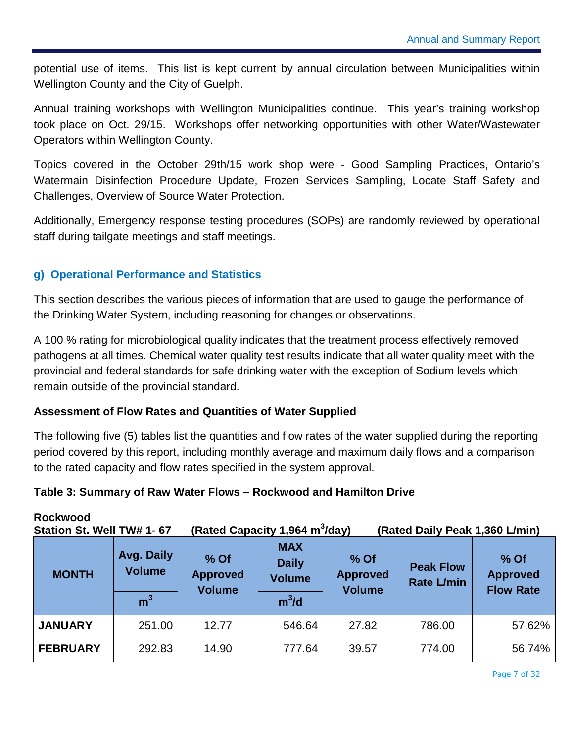potential use of items. This list is kept current by annual circulation between Municipalities within Wellington County and the City of Guelph.

Annual training workshops with Wellington Municipalities continue. This year's training workshop took place on Oct. 29/15. Workshops offer networking opportunities with other Water/Wastewater Operators within Wellington County.

Topics covered in the October 29th/15 work shop were - Good Sampling Practices, Ontario's Watermain Disinfection Procedure Update, Frozen Services Sampling, Locate Staff Safety and Challenges, Overview of Source Water Protection.

Additionally, Emergency response testing procedures (SOPs) are randomly reviewed by operational staff during tailgate meetings and staff meetings.

### g) Operational Performance and Statistics

This section describes the various pieces of information that are used to gauge the performance of the Drinking Water System, including reasoning for changes or observations.

A 100 % rating for microbiological quality indicates that the treatment process effectively removed pathogens at all times. Chemical water quality test results indicate that all water quality meet with the provincial and federal standards for safe drinking water with the exception of Sodium levels which remain outside of the provincial standard.

**Assessment of Flow Rates and Quantities of Water Supplied**

The following five (5) tables list the quantities and flow rates of the water supplied during the reporting period covered by this report, including monthly average and maximum daily flows and a comparison to the rated capacity and flow rates specified in the system approval.

**Table 3: Summary of Raw Water Flows – Rockwood and Hamilton Drive**

**Rockwood**
**Station St. Well TW# 1- 67 (Rated Capacity 1,964 m$^3$/day) (Rated Daily Peak 1,360 L/min)**

| MONTH | Avg. Daily Volume | % Of Approved Volume | MAX Daily Volume | % Of Approved Volume | Peak Flow Rate L/min | % Of Approved Flow Rate |
|---|---|---|---|---|---|---|
| | m$^3$ | | m$^3$/d | | | |
| JANUARY | 251.00 | 12.77 | 546.64 | 27.82 | 786.00 | 57.62% |
| FEBRUARY | 292.83 | 14.90 | 777.64 | 39.57 | 774.00 | 56.74% |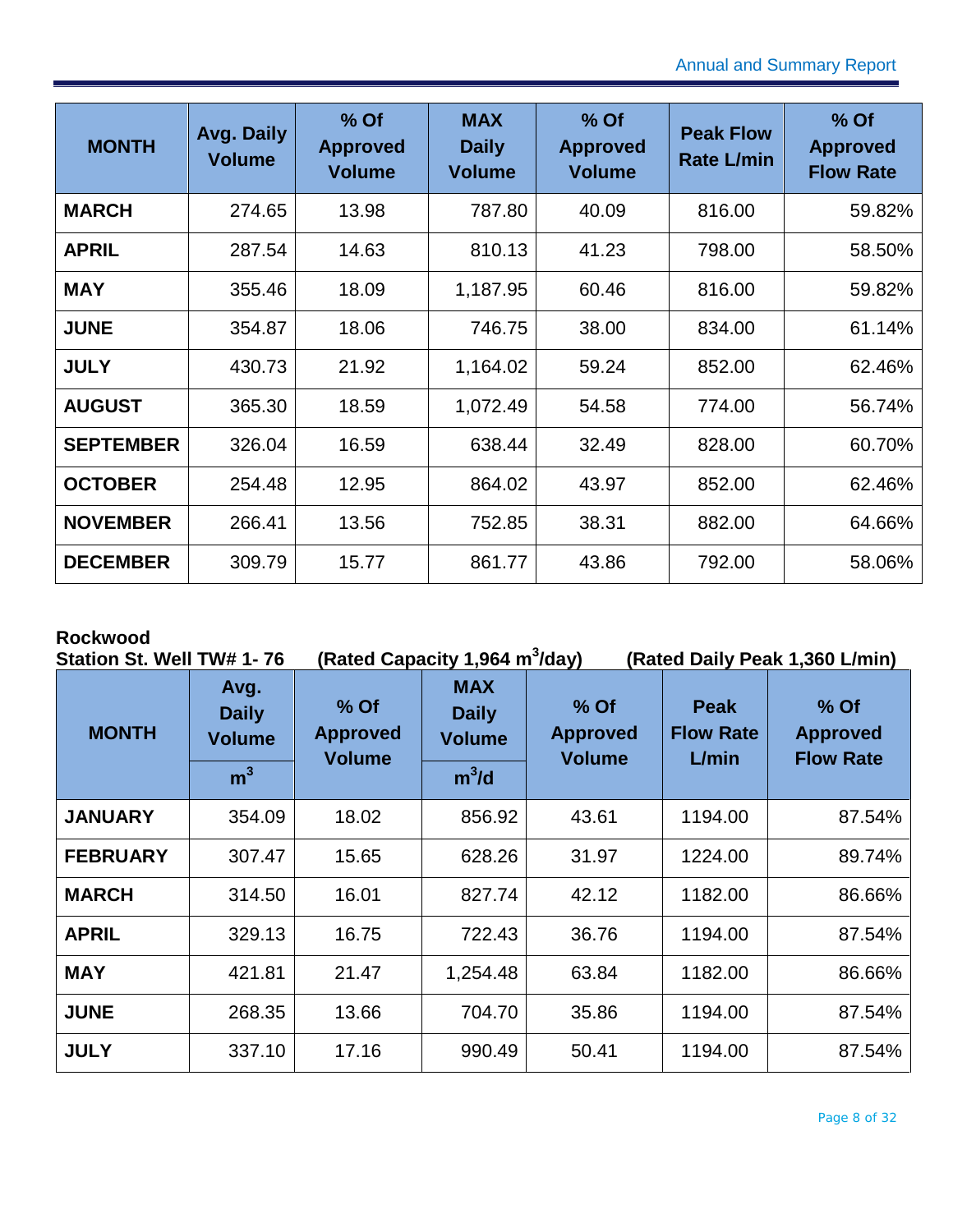| MONTH | Avg. Daily Volume | % Of Approved Volume | MAX Daily Volume | % Of Approved Volume | Peak Flow Rate L/min | % Of Approved Flow Rate |
|---|---|---|---|---|---|---|
| MARCH | 274.65 | 13.98 | 787.80 | 40.09 | 816.00 | 59.82% |
| APRIL | 287.54 | 14.63 | 810.13 | 41.23 | 798.00 | 58.50% |
| MAY | 355.46 | 18.09 | 1,187.95 | 60.46 | 816.00 | 59.82% |
| JUNE | 354.87 | 18.06 | 746.75 | 38.00 | 834.00 | 61.14% |
| JULY | 430.73 | 21.92 | 1,164.02 | 59.24 | 852.00 | 62.46% |
| AUGUST | 365.30 | 18.59 | 1,072.49 | 54.58 | 774.00 | 56.74% |
| SEPTEMBER | 326.04 | 16.59 | 638.44 | 32.49 | 828.00 | 60.70% |
| OCTOBER | 254.48 | 12.95 | 864.02 | 43.97 | 852.00 | 62.46% |
| NOVEMBER | 266.41 | 13.56 | 752.85 | 38.31 | 882.00 | 64.66% |
| DECEMBER | 309.79 | 15.77 | 861.77 | 43.86 | 792.00 | 58.06% |

**Rockwood**
**Station St. Well TW# 1- 76 (Rated Capacity 1,964 $m^3$/day) (Rated Daily Peak 1,360 L/min)**

| MONTH | Avg. Daily Volume $m^3$ | % Of Approved Volume | MAX Daily Volume $m^3$/d | % Of Approved Volume | Peak Flow Rate L/min | % Of Approved Flow Rate |
|---|---|---|---|---|---|---|
| JANUARY | 354.09 | 18.02 | 856.92 | 43.61 | 1194.00 | 87.54% |
| FEBRUARY | 307.47 | 15.65 | 628.26 | 31.97 | 1224.00 | 89.74% |
| MARCH | 314.50 | 16.01 | 827.74 | 42.12 | 1182.00 | 86.66% |
| APRIL | 329.13 | 16.75 | 722.43 | 36.76 | 1194.00 | 87.54% |
| MAY | 421.81 | 21.47 | 1,254.48 | 63.84 | 1182.00 | 86.66% |
| JUNE | 268.35 | 13.66 | 704.70 | 35.86 | 1194.00 | 87.54% |
| JULY | 337.10 | 17.16 | 990.49 | 50.41 | 1194.00 | 87.54% |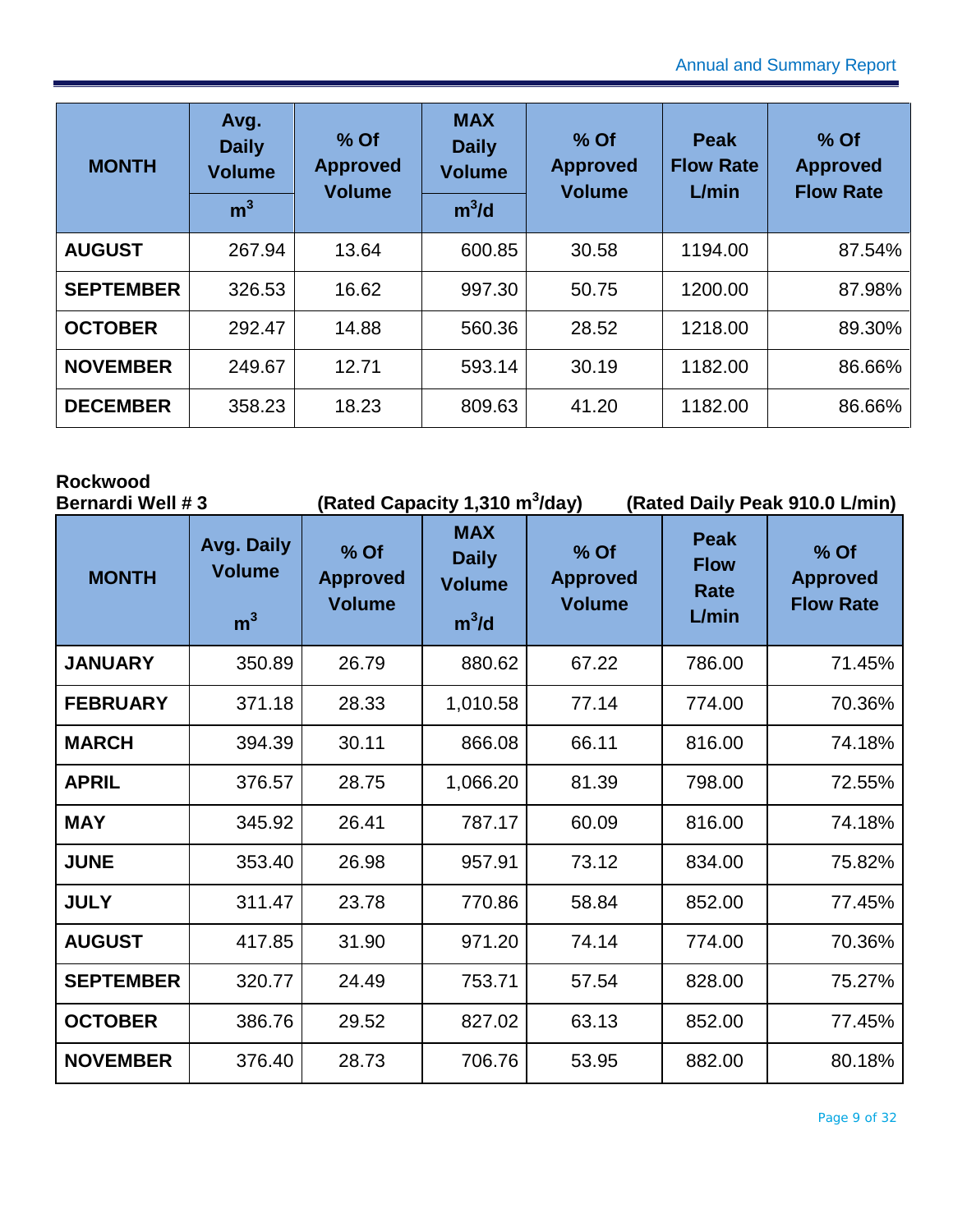| MONTH | Avg. Daily Volume | % Of Approved Volume | MAX Daily Volume | % Of Approved Volume | Peak Flow Rate L/min | % Of Approved Flow Rate |
|---|---|---|---|---|---|---|
| | $m^3$ | | $m^3/d$ | | | |
| **AUGUST** | 267.94 | 13.64 | 600.85 | 30.58 | 1194.00 | 87.54% |
| **SEPTEMBER** | 326.53 | 16.62 | 997.30 | 50.75 | 1200.00 | 87.98% |
| **OCTOBER** | 292.47 | 14.88 | 560.36 | 28.52 | 1218.00 | 89.30% |
| **NOVEMBER** | 249.67 | 12.71 | 593.14 | 30.19 | 1182.00 | 86.66% |
| **DECEMBER** | 358.23 | 18.23 | 809.63 | 41.20 | 1182.00 | 86.66% |

**Rockwood**
**Bernardi Well # 3** **(Rated Capacity 1,310 $m^3$/day)** **(Rated Daily Peak 910.0 L/min)**

| MONTH | Avg. Daily Volume $m^3$ | % Of Approved Volume | MAX Daily Volume $m^3/d$ | % Of Approved Volume | Peak Flow Rate L/min | % Of Approved Flow Rate |
|---|---|---|---|---|---|---|
| **JANUARY** | 350.89 | 26.79 | 880.62 | 67.22 | 786.00 | 71.45% |
| **FEBRUARY** | 371.18 | 28.33 | 1,010.58 | 77.14 | 774.00 | 70.36% |
| **MARCH** | 394.39 | 30.11 | 866.08 | 66.11 | 816.00 | 74.18% |
| **APRIL** | 376.57 | 28.75 | 1,066.20 | 81.39 | 798.00 | 72.55% |
| **MAY** | 345.92 | 26.41 | 787.17 | 60.09 | 816.00 | 74.18% |
| **JUNE** | 353.40 | 26.98 | 957.91 | 73.12 | 834.00 | 75.82% |
| **JULY** | 311.47 | 23.78 | 770.86 | 58.84 | 852.00 | 77.45% |
| **AUGUST** | 417.85 | 31.90 | 971.20 | 74.14 | 774.00 | 70.36% |
| **SEPTEMBER** | 320.77 | 24.49 | 753.71 | 57.54 | 828.00 | 75.27% |
| **OCTOBER** | 386.76 | 29.52 | 827.02 | 63.13 | 852.00 | 77.45% |
| **NOVEMBER** | 376.40 | 28.73 | 706.76 | 53.95 | 882.00 | 80.18% |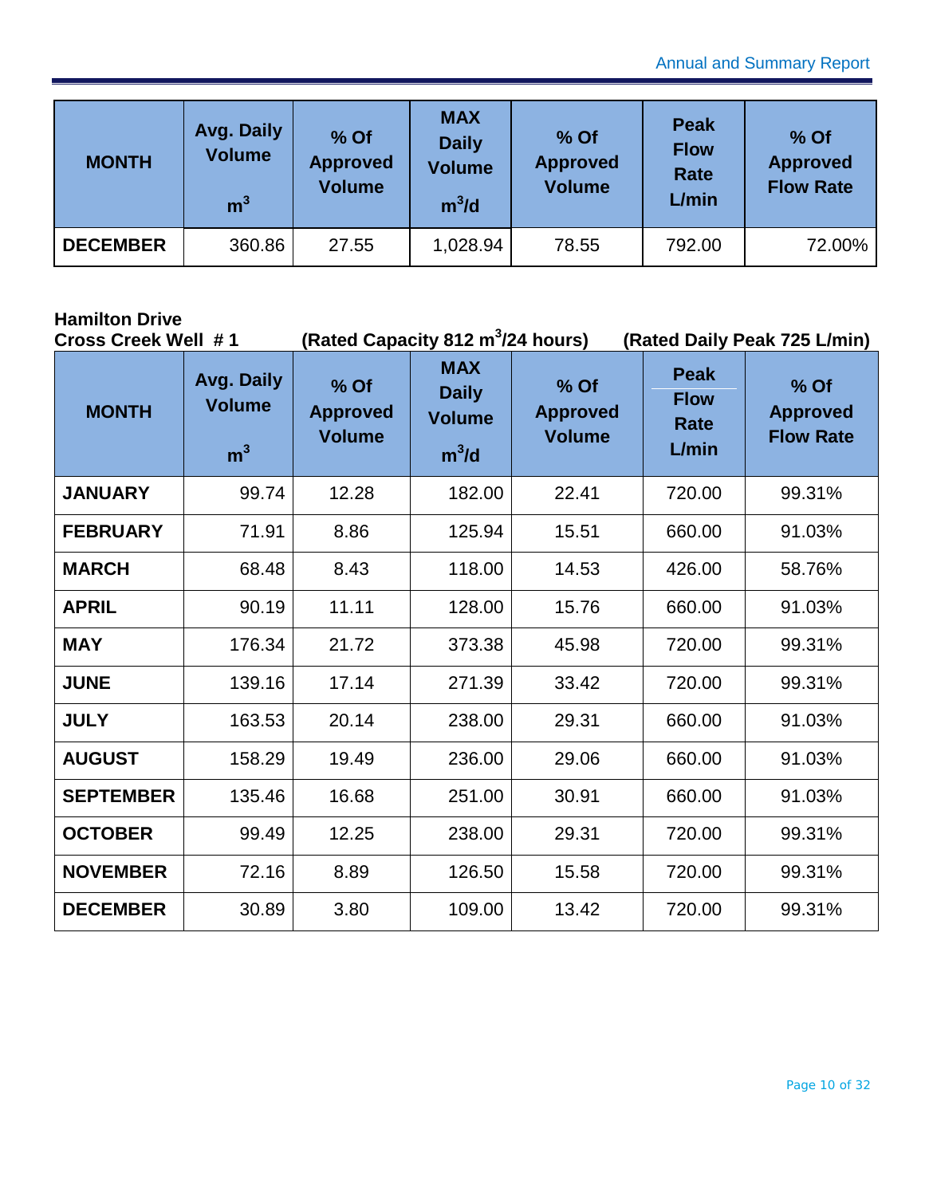| MONTH | Avg. Daily Volume $m^3$ | % Of Approved Volume | MAX Daily Volume $m^3/d$ | % Of Approved Volume | Peak Flow Rate L/min | % Of Approved Flow Rate |
|---|---|---|---|---|---|---|
| DECEMBER | 360.86 | 27.55 | 1,028.94 | 78.55 | 792.00 | 72.00% |

**Hamilton Drive**
**Cross Creek Well # 1** **(Rated Capacity 812 $m^3$/24 hours)** **(Rated Daily Peak 725 L/min)**

| MONTH | Avg. Daily Volume $m^3$ | % Of Approved Volume | MAX Daily Volume $m^3/d$ | % Of Approved Volume | Peak Flow Rate L/min | % Of Approved Flow Rate |
|---|---|---|---|---|---|---|
| JANUARY | 99.74 | 12.28 | 182.00 | 22.41 | 720.00 | 99.31% |
| FEBRUARY | 71.91 | 8.86 | 125.94 | 15.51 | 660.00 | 91.03% |
| MARCH | 68.48 | 8.43 | 118.00 | 14.53 | 426.00 | 58.76% |
| APRIL | 90.19 | 11.11 | 128.00 | 15.76 | 660.00 | 91.03% |
| MAY | 176.34 | 21.72 | 373.38 | 45.98 | 720.00 | 99.31% |
| JUNE | 139.16 | 17.14 | 271.39 | 33.42 | 720.00 | 99.31% |
| JULY | 163.53 | 20.14 | 238.00 | 29.31 | 660.00 | 91.03% |
| AUGUST | 158.29 | 19.49 | 236.00 | 29.06 | 660.00 | 91.03% |
| SEPTEMBER | 135.46 | 16.68 | 251.00 | 30.91 | 660.00 | 91.03% |
| OCTOBER | 99.49 | 12.25 | 238.00 | 29.31 | 720.00 | 99.31% |
| NOVEMBER | 72.16 | 8.89 | 126.50 | 15.58 | 720.00 | 99.31% |
| DECEMBER | 30.89 | 3.80 | 109.00 | 13.42 | 720.00 | 99.31% |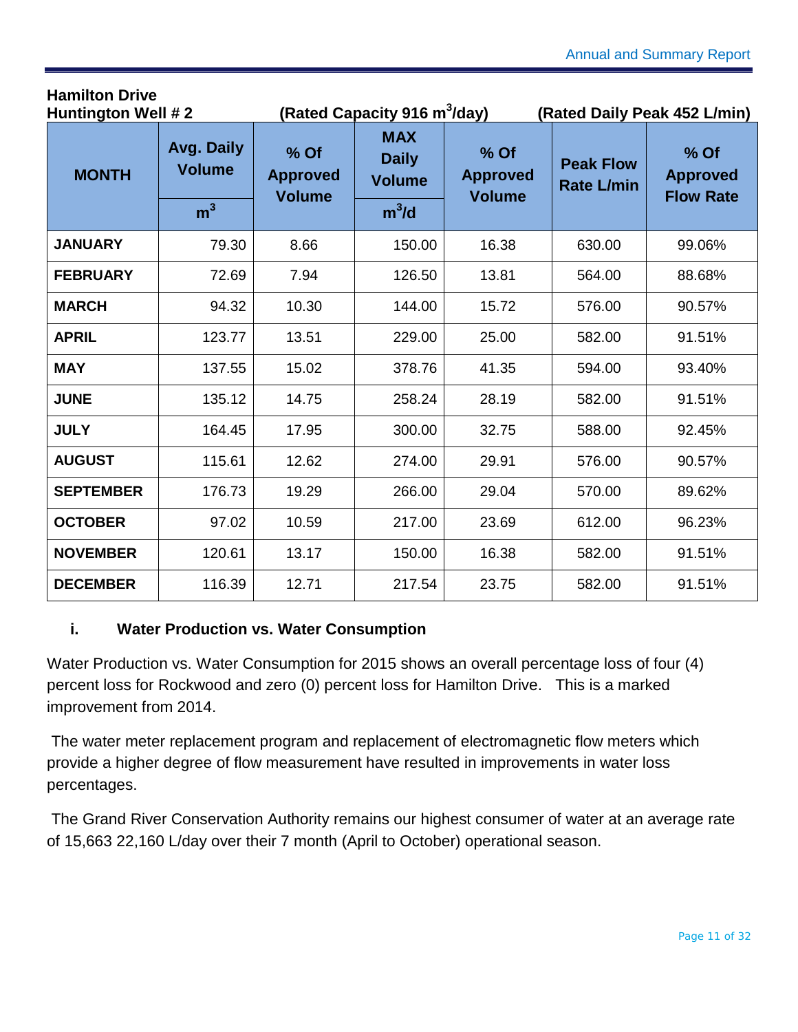**Hamilton Drive**

**Huntington Well # 2 (Rated Capacity 916 $m^3$/day) (Rated Daily Peak 452 L/min)**

| MONTH | Avg. Daily Volume $m^3$ | % Of Approved Volume | MAX Daily Volume $m^3/d$ | % Of Approved Volume | Peak Flow Rate L/min | % Of Approved Flow Rate |
|---|---|---|---|---|---|---|
| **JANUARY** | 79.30 | 8.66 | 150.00 | 16.38 | 630.00 | 99.06% |
| **FEBRUARY** | 72.69 | 7.94 | 126.50 | 13.81 | 564.00 | 88.68% |
| **MARCH** | 94.32 | 10.30 | 144.00 | 15.72 | 576.00 | 90.57% |
| **APRIL** | 123.77 | 13.51 | 229.00 | 25.00 | 582.00 | 91.51% |
| **MAY** | 137.55 | 15.02 | 378.76 | 41.35 | 594.00 | 93.40% |
| **JUNE** | 135.12 | 14.75 | 258.24 | 28.19 | 582.00 | 91.51% |
| **JULY** | 164.45 | 17.95 | 300.00 | 32.75 | 588.00 | 92.45% |
| **AUGUST** | 115.61 | 12.62 | 274.00 | 29.91 | 576.00 | 90.57% |
| **SEPTEMBER** | 176.73 | 19.29 | 266.00 | 29.04 | 570.00 | 89.62% |
| **OCTOBER** | 97.02 | 10.59 | 217.00 | 23.69 | 612.00 | 96.23% |
| **NOVEMBER** | 120.61 | 13.17 | 150.00 | 16.38 | 582.00 | 91.51% |
| **DECEMBER** | 116.39 | 12.71 | 217.54 | 23.75 | 582.00 | 91.51% |

### i. Water Production vs. Water Consumption

Water Production vs. Water Consumption for 2015 shows an overall percentage loss of four (4) percent loss for Rockwood and zero (0) percent loss for Hamilton Drive. This is a marked improvement from 2014.

The water meter replacement program and replacement of electromagnetic flow meters which provide a higher degree of flow measurement have resulted in improvements in water loss percentages.

The Grand River Conservation Authority remains our highest consumer of water at an average rate of 15,663 22,160 L/day over their 7 month (April to October) operational season.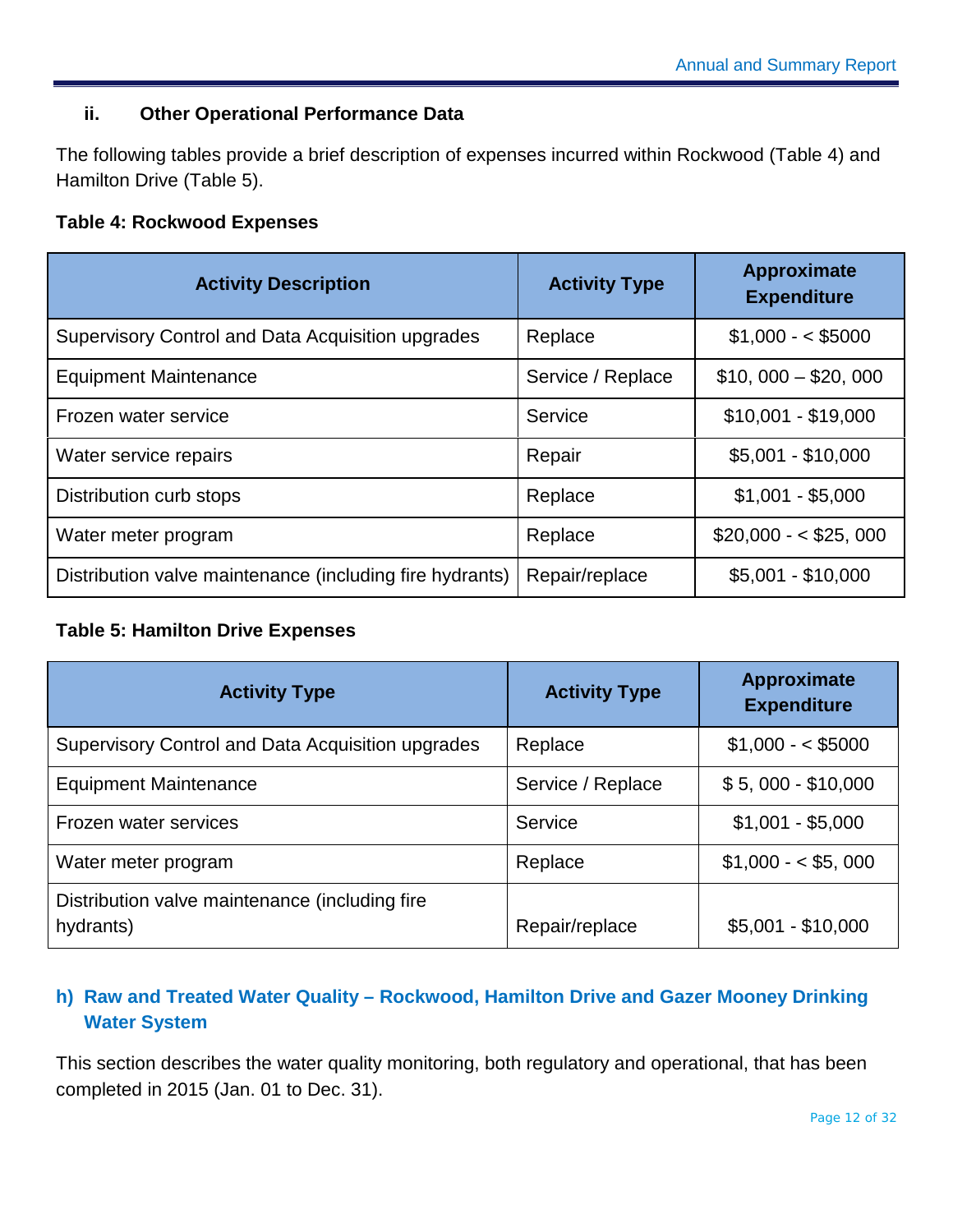### ii. Other Operational Performance Data

The following tables provide a brief description of expenses incurred within Rockwood (Table 4) and Hamilton Drive (Table 5).

**Table 4: Rockwood Expenses**

| Activity Description | Activity Type | Approximate Expenditure |
|---|---|---|
| Supervisory Control and Data Acquisition upgrades | Replace | $1,000 - < $5000 |
| Equipment Maintenance | Service / Replace | $10, 000 – $20, 000 |
| Frozen water service | Service | $10,001 - $19,000 |
| Water service repairs | Repair | $5,001 - $10,000 |
| Distribution curb stops | Replace | $1,001 - $5,000 |
| Water meter program | Replace | $20,000 - < $25, 000 |
| Distribution valve maintenance (including fire hydrants) | Repair/replace | $5,001 - $10,000 |

**Table 5: Hamilton Drive Expenses**

| Activity Type | Activity Type | Approximate Expenditure |
|---|---|---|
| Supervisory Control and Data Acquisition upgrades | Replace | $1,000 - < $5000 |
| Equipment Maintenance | Service / Replace | $ 5, 000 - $10,000 |
| Frozen water services | Service | $1,001 - $5,000 |
| Water meter program | Replace | $1,000 - < $5, 000 |
| Distribution valve maintenance (including fire hydrants) | Repair/replace | $5,001 - $10,000 |

## h) Raw and Treated Water Quality – Rockwood, Hamilton Drive and Gazer Mooney Drinking Water System

This section describes the water quality monitoring, both regulatory and operational, that has been completed in 2015 (Jan. 01 to Dec. 31).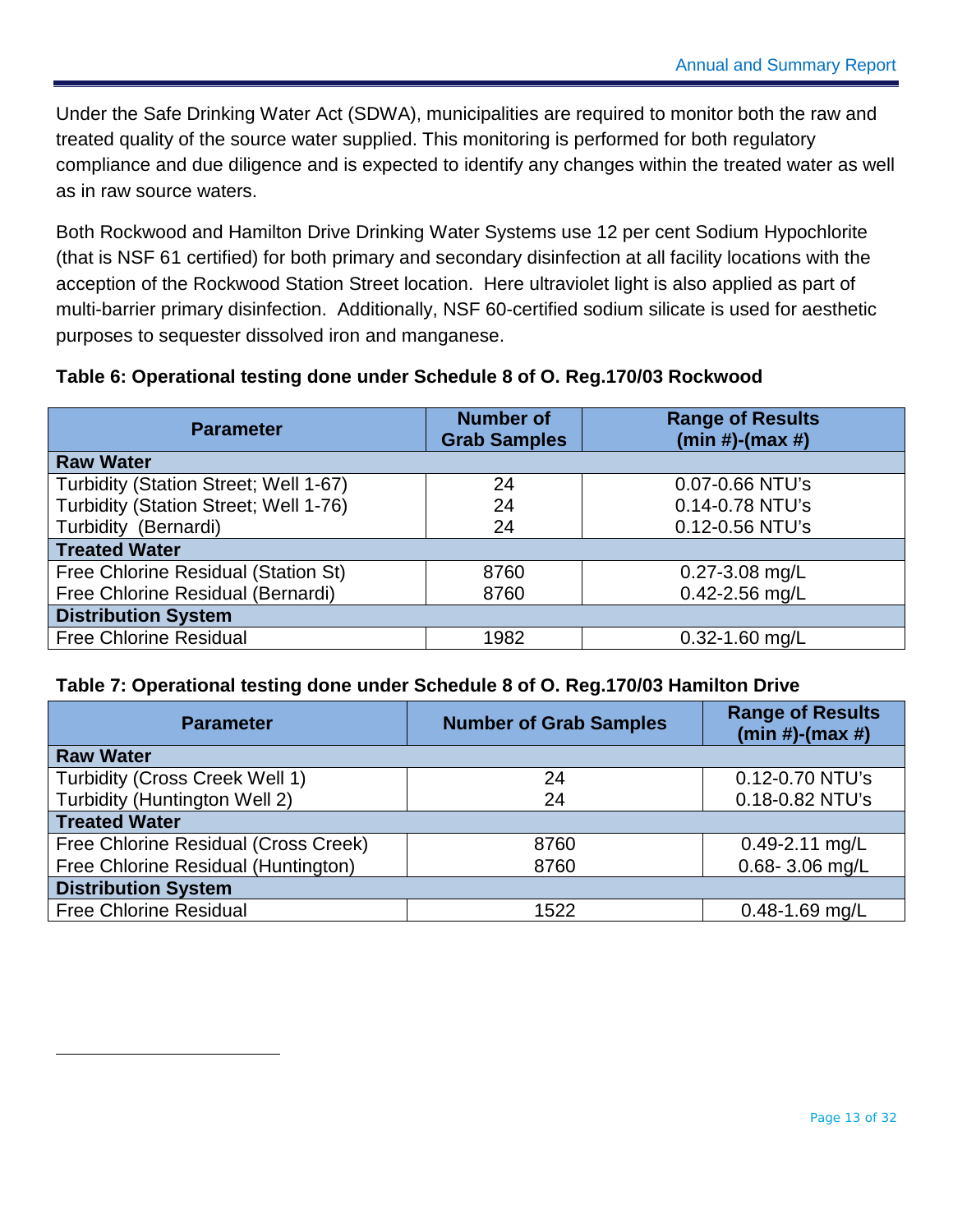Under the Safe Drinking Water Act (SDWA), municipalities are required to monitor both the raw and treated quality of the source water supplied. This monitoring is performed for both regulatory compliance and due diligence and is expected to identify any changes within the treated water as well as in raw source waters.

Both Rockwood and Hamilton Drive Drinking Water Systems use 12 per cent Sodium Hypochlorite (that is NSF 61 certified) for both primary and secondary disinfection at all facility locations with the acception of the Rockwood Station Street location. Here ultraviolet light is also applied as part of multi-barrier primary disinfection. Additionally, NSF 60-certified sodium silicate is used for aesthetic purposes to sequester dissolved iron and manganese.

**Table 6: Operational testing done under Schedule 8 of O. Reg.170/03 Rockwood**

| Parameter | Number of Grab Samples | Range of Results (min #)-(max #) |
|---|---|---|
| **Raw Water** | | |
| Turbidity (Station Street; Well 1-67) | 24 | 0.07-0.66 NTU's |
| Turbidity (Station Street; Well 1-76) | 24 | 0.14-0.78 NTU's |
| Turbidity (Bernardi) | 24 | 0.12-0.56 NTU's |
| **Treated Water** | | |
| Free Chlorine Residual (Station St) | 8760 | 0.27-3.08 mg/L |
| Free Chlorine Residual (Bernardi) | 8760 | 0.42-2.56 mg/L |
| **Distribution System** | | |
| Free Chlorine Residual | 1982 | 0.32-1.60 mg/L |

**Table 7: Operational testing done under Schedule 8 of O. Reg.170/03 Hamilton Drive**

| Parameter | Number of Grab Samples | Range of Results (min #)-(max #) |
|---|---|---|
| **Raw Water** | | |
| Turbidity (Cross Creek Well 1) | 24 | 0.12-0.70 NTU's |
| Turbidity (Huntington Well 2) | 24 | 0.18-0.82 NTU's |
| **Treated Water** | | |
| Free Chlorine Residual (Cross Creek) | 8760 | 0.49-2.11 mg/L |
| Free Chlorine Residual (Huntington) | 8760 | 0.68- 3.06 mg/L |
| **Distribution System** | | |
| Free Chlorine Residual | 1522 | 0.48-1.69 mg/L |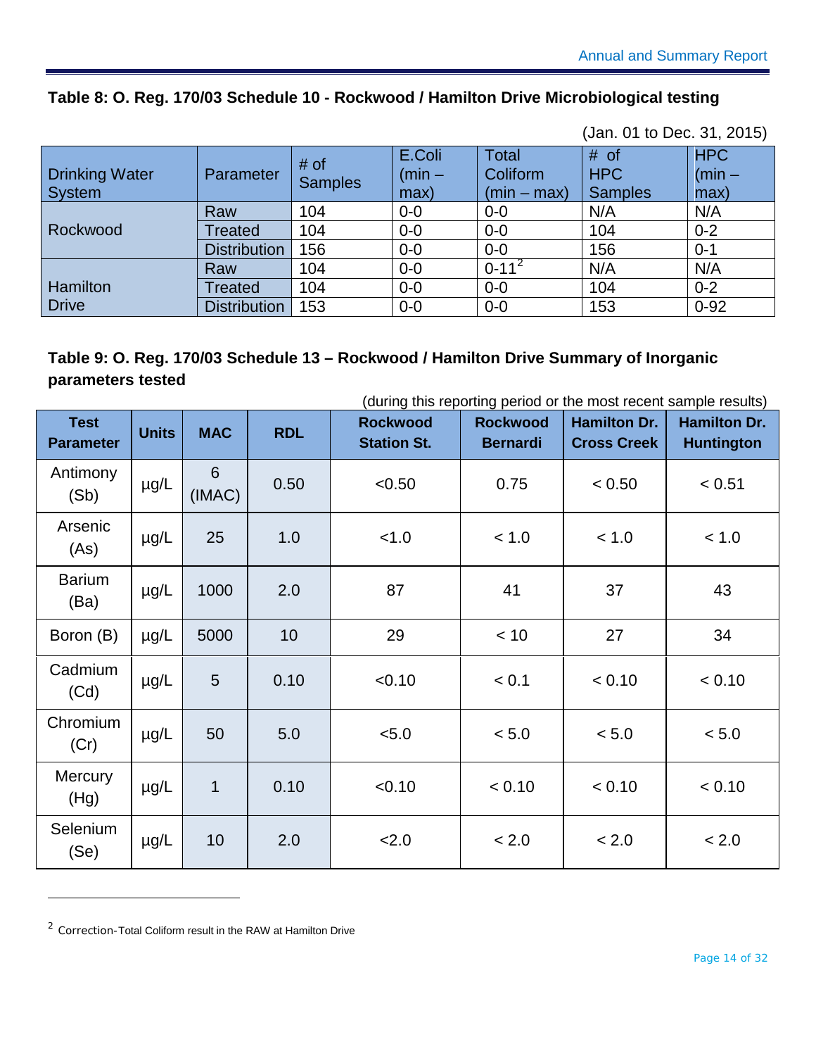**Table 8: O. Reg. 170/03 Schedule 10 - Rockwood / Hamilton Drive Microbiological testing**

(Jan. 01 to Dec. 31, 2015)

| Drinking Water System | Parameter | # of Samples | E.Coli (min – max) | Total Coliform (min – max) | # of HPC Samples | HPC (min – max) |
|---|---|---|---|---|---|---|
| Rockwood | Raw | 104 | 0-0 | 0-0 | N/A | N/A |
| | Treated | 104 | 0-0 | 0-0 | 104 | 0-2 |
| | Distribution | 156 | 0-0 | 0-0 | 156 | 0-1 |
| Hamilton Drive | Raw | 104 | 0-0 | 0-11[2] | N/A | N/A |
| | Treated | 104 | 0-0 | 0-0 | 104 | 0-2 |
| | Distribution | 153 | 0-0 | 0-0 | 153 | 0-92 |

**Table 9: O. Reg. 170/03 Schedule 13 – Rockwood / Hamilton Drive Summary of Inorganic parameters tested**

(during this reporting period or the most recent sample results)

| Test Parameter | Units | MAC | RDL | Rockwood Station St. | Rockwood Bernardi | Hamilton Dr. Cross Creek | Hamilton Dr. Huntington |
|---|---|---|---|---|---|---|---|
| Antimony (Sb) | µg/L | 6 (IMAC) | 0.50 | <0.50 | 0.75 | < 0.50 | < 0.51 |
| Arsenic (As) | µg/L | 25 | 1.0 | <1.0 | < 1.0 | < 1.0 | < 1.0 |
| Barium (Ba) | µg/L | 1000 | 2.0 | 87 | 41 | 37 | 43 |
| Boron (B) | µg/L | 5000 | 10 | 29 | < 10 | 27 | 34 |
| Cadmium (Cd) | µg/L | 5 | 0.10 | <0.10 | < 0.1 | < 0.10 | < 0.10 |
| Chromium (Cr) | µg/L | 50 | 5.0 | <5.0 | < 5.0 | < 5.0 | < 5.0 |
| Mercury (Hg) | µg/L | 1 | 0.10 | <0.10 | < 0.10 | < 0.10 | < 0.10 |
| Selenium (Se) | µg/L | 10 | 2.0 | <2.0 | < 2.0 | < 2.0 | < 2.0 |

[2] Correction-Total Coliform result in the RAW at Hamilton Drive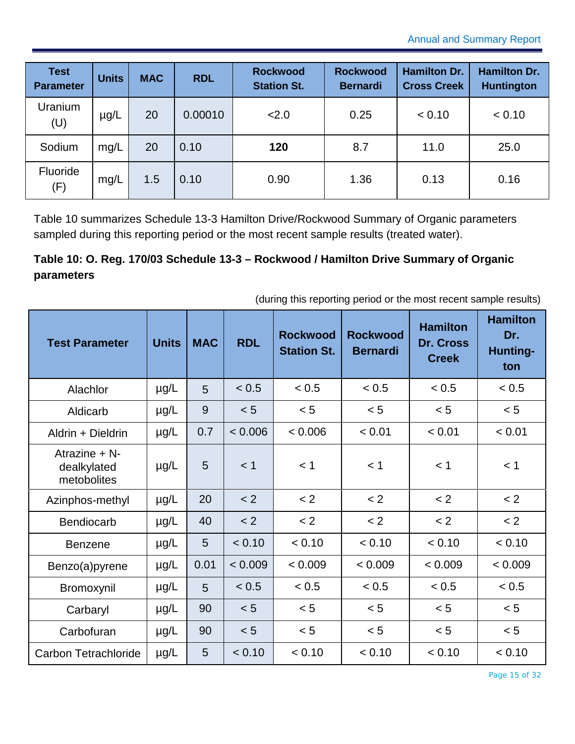| Test Parameter | Units | MAC | RDL | Rockwood Station St. | Rockwood Bernardi | Hamilton Dr. Cross Creek | Hamilton Dr. Huntington |
|---|---|---|---|---|---|---|---|
| Uranium (U) | µg/L | 20 | 0.00010 | <2.0 | 0.25 | < 0.10 | < 0.10 |
| Sodium | mg/L | 20 | 0.10 | **120** | 8.7 | 11.0 | 25.0 |
| Fluoride (F) | mg/L | 1.5 | 0.10 | 0.90 | 1.36 | 0.13 | 0.16 |

Table 10 summarizes Schedule 13-3 Hamilton Drive/Rockwood Summary of Organic parameters sampled during this reporting period or the most recent sample results (treated water).

**Table 10: O. Reg. 170/03 Schedule 13-3 – Rockwood / Hamilton Drive Summary of Organic parameters**

(during this reporting period or the most recent sample results)

| Test Parameter | Units | MAC | RDL | Rockwood Station St. | Rockwood Bernardi | Hamilton Dr. Cross Creek | Hamilton Dr. Hunting-ton |
|---|---|---|---|---|---|---|---|
| Alachlor | µg/L | 5 | < 0.5 | < 0.5 | < 0.5 | < 0.5 | < 0.5 |
| Aldicarb | µg/L | 9 | < 5 | < 5 | < 5 | < 5 | < 5 |
| Aldrin + Dieldrin | µg/L | 0.7 | < 0.006 | < 0.006 | < 0.01 | < 0.01 | < 0.01 |
| Atrazine + N-dealkylated metobolites | µg/L | 5 | < 1 | < 1 | < 1 | < 1 | < 1 |
| Azinphos-methyl | µg/L | 20 | < 2 | < 2 | < 2 | < 2 | < 2 |
| Bendiocarb | µg/L | 40 | < 2 | < 2 | < 2 | < 2 | < 2 |
| Benzene | µg/L | 5 | < 0.10 | < 0.10 | < 0.10 | < 0.10 | < 0.10 |
| Benzo(a)pyrene | µg/L | 0.01 | < 0.009 | < 0.009 | < 0.009 | < 0.009 | < 0.009 |
| Bromoxynil | µg/L | 5 | < 0.5 | < 0.5 | < 0.5 | < 0.5 | < 0.5 |
| Carbaryl | µg/L | 90 | < 5 | < 5 | < 5 | < 5 | < 5 |
| Carbofuran | µg/L | 90 | < 5 | < 5 | < 5 | < 5 | < 5 |
| Carbon Tetrachloride | µg/L | 5 | < 0.10 | < 0.10 | < 0.10 | < 0.10 | < 0.10 |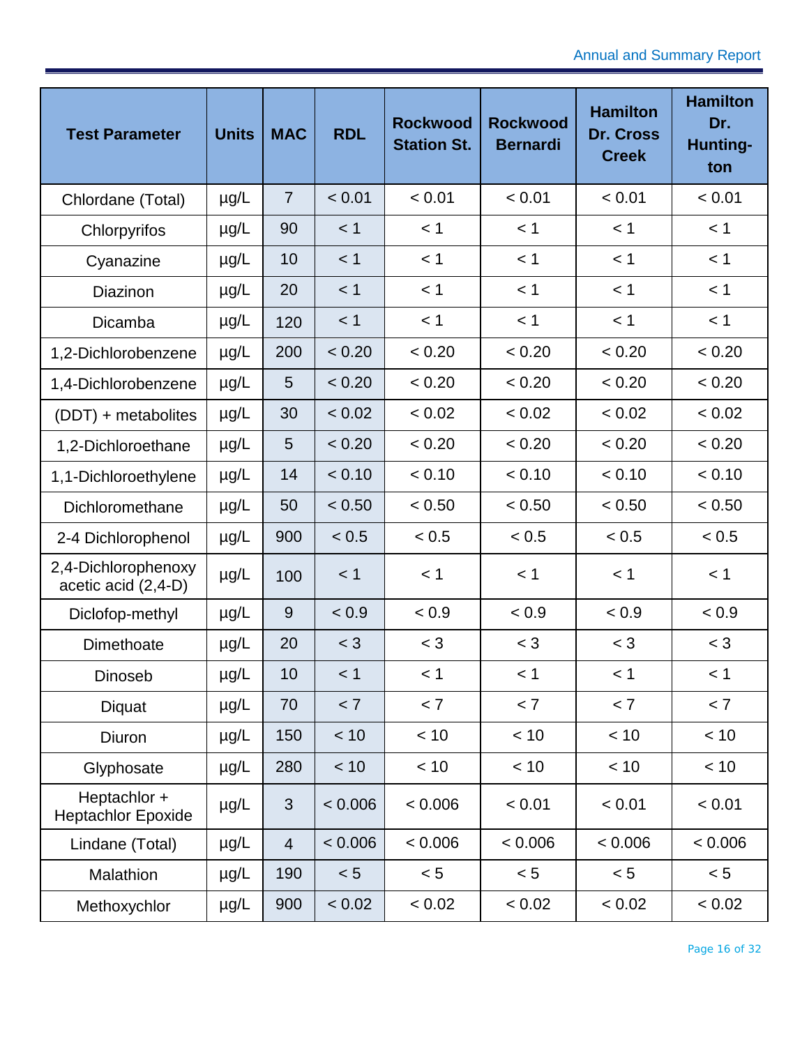| Test Parameter | Units | MAC | RDL | Rockwood Station St. | Rockwood Bernardi | Hamilton Dr. Cross Creek | Hamilton Dr. Hunting-ton |
|---|---|---|---|---|---|---|---|
| Chlordane (Total) | µg/L | 7 | < 0.01 | < 0.01 | < 0.01 | < 0.01 | < 0.01 |
| Chlorpyrifos | µg/L | 90 | < 1 | < 1 | < 1 | < 1 | < 1 |
| Cyanazine | µg/L | 10 | < 1 | < 1 | < 1 | < 1 | < 1 |
| Diazinon | µg/L | 20 | < 1 | < 1 | < 1 | < 1 | < 1 |
| Dicamba | µg/L | 120 | < 1 | < 1 | < 1 | < 1 | < 1 |
| 1,2-Dichlorobenzene | µg/L | 200 | < 0.20 | < 0.20 | < 0.20 | < 0.20 | < 0.20 |
| 1,4-Dichlorobenzene | µg/L | 5 | < 0.20 | < 0.20 | < 0.20 | < 0.20 | < 0.20 |
| (DDT) + metabolites | µg/L | 30 | < 0.02 | < 0.02 | < 0.02 | < 0.02 | < 0.02 |
| 1,2-Dichloroethane | µg/L | 5 | < 0.20 | < 0.20 | < 0.20 | < 0.20 | < 0.20 |
| 1,1-Dichloroethylene | µg/L | 14 | < 0.10 | < 0.10 | < 0.10 | < 0.10 | < 0.10 |
| Dichloromethane | µg/L | 50 | < 0.50 | < 0.50 | < 0.50 | < 0.50 | < 0.50 |
| 2-4 Dichlorophenol | µg/L | 900 | < 0.5 | < 0.5 | < 0.5 | < 0.5 | < 0.5 |
| 2,4-Dichlorophenoxy acetic acid (2,4-D) | µg/L | 100 | < 1 | < 1 | < 1 | < 1 | < 1 |
| Diclofop-methyl | µg/L | 9 | < 0.9 | < 0.9 | < 0.9 | < 0.9 | < 0.9 |
| Dimethoate | µg/L | 20 | < 3 | < 3 | < 3 | < 3 | < 3 |
| Dinoseb | µg/L | 10 | < 1 | < 1 | < 1 | < 1 | < 1 |
| Diquat | µg/L | 70 | < 7 | < 7 | < 7 | < 7 | < 7 |
| Diuron | µg/L | 150 | < 10 | < 10 | < 10 | < 10 | < 10 |
| Glyphosate | µg/L | 280 | < 10 | < 10 | < 10 | < 10 | < 10 |
| Heptachlor + Heptachlor Epoxide | µg/L | 3 | < 0.006 | < 0.006 | < 0.01 | < 0.01 | < 0.01 |
| Lindane (Total) | µg/L | 4 | < 0.006 | < 0.006 | < 0.006 | < 0.006 | < 0.006 |
| Malathion | µg/L | 190 | < 5 | < 5 | < 5 | < 5 | < 5 |
| Methoxychlor | µg/L | 900 | < 0.02 | < 0.02 | < 0.02 | < 0.02 | < 0.02 |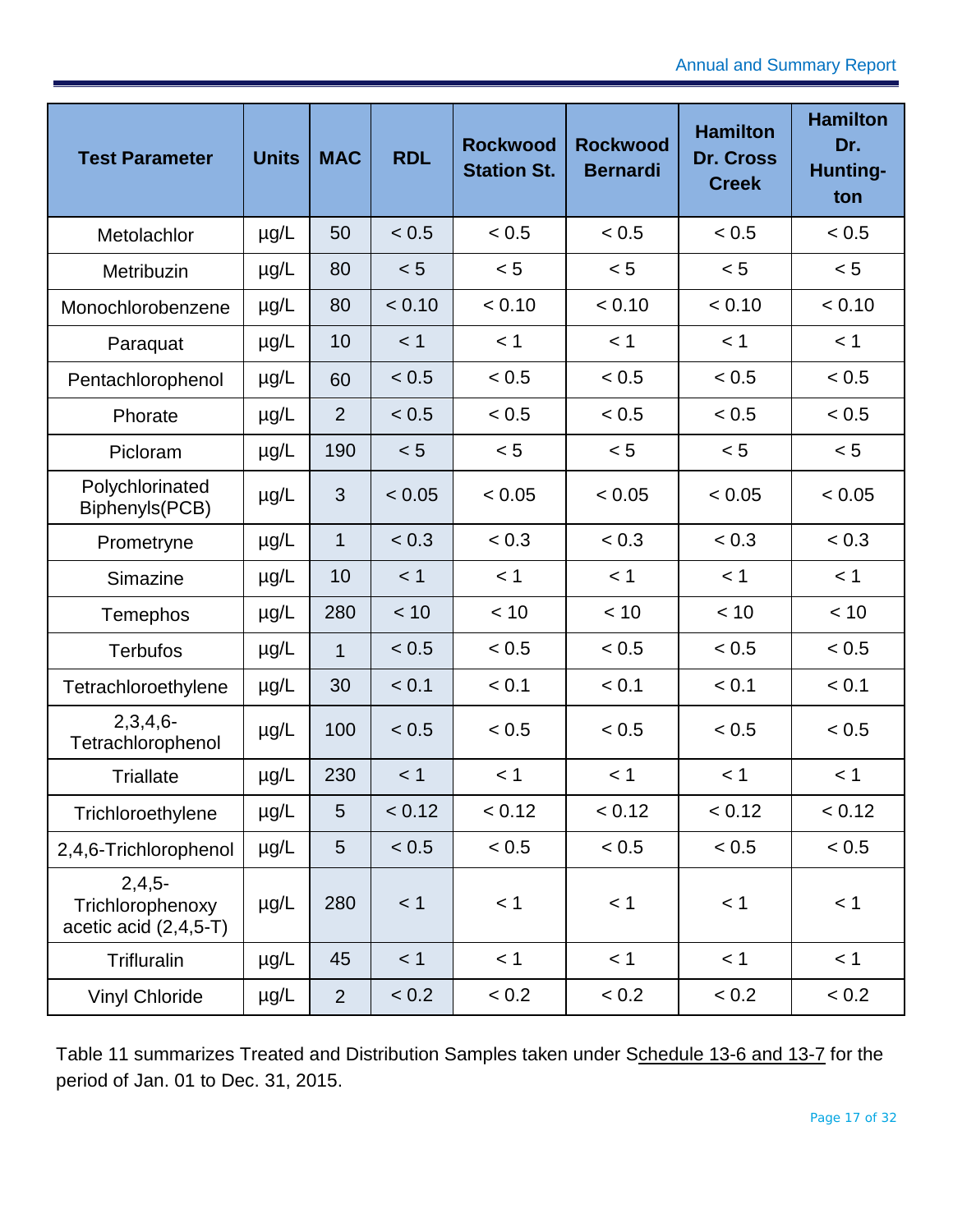| Test Parameter | Units | MAC | RDL | Rockwood Station St. | Rockwood Bernardi | Hamilton Dr. Cross Creek | Hamilton Dr. Hunting-ton |
|---|---|---|---|---|---|---|---|
| Metolachlor | µg/L | 50 | < 0.5 | < 0.5 | < 0.5 | < 0.5 | < 0.5 |
| Metribuzin | µg/L | 80 | < 5 | < 5 | < 5 | < 5 | < 5 |
| Monochlorobenzene | µg/L | 80 | < 0.10 | < 0.10 | < 0.10 | < 0.10 | < 0.10 |
| Paraquat | µg/L | 10 | < 1 | < 1 | < 1 | < 1 | < 1 |
| Pentachlorophenol | µg/L | 60 | < 0.5 | < 0.5 | < 0.5 | < 0.5 | < 0.5 |
| Phorate | µg/L | 2 | < 0.5 | < 0.5 | < 0.5 | < 0.5 | < 0.5 |
| Picloram | µg/L | 190 | < 5 | < 5 | < 5 | < 5 | < 5 |
| Polychlorinated Biphenyls(PCB) | µg/L | 3 | < 0.05 | < 0.05 | < 0.05 | < 0.05 | < 0.05 |
| Prometryne | µg/L | 1 | < 0.3 | < 0.3 | < 0.3 | < 0.3 | < 0.3 |
| Simazine | µg/L | 10 | < 1 | < 1 | < 1 | < 1 | < 1 |
| Temephos | µg/L | 280 | < 10 | < 10 | < 10 | < 10 | < 10 |
| Terbufos | µg/L | 1 | < 0.5 | < 0.5 | < 0.5 | < 0.5 | < 0.5 |
| Tetrachloroethylene | µg/L | 30 | < 0.1 | < 0.1 | < 0.1 | < 0.1 | < 0.1 |
| 2,3,4,6-Tetrachlorophenol | µg/L | 100 | < 0.5 | < 0.5 | < 0.5 | < 0.5 | < 0.5 |
| Triallate | µg/L | 230 | < 1 | < 1 | < 1 | < 1 | < 1 |
| Trichloroethylene | µg/L | 5 | < 0.12 | < 0.12 | < 0.12 | < 0.12 | < 0.12 |
| 2,4,6-Trichlorophenol | µg/L | 5 | < 0.5 | < 0.5 | < 0.5 | < 0.5 | < 0.5 |
| 2,4,5-Trichlorophenoxy acetic acid (2,4,5-T) | µg/L | 280 | < 1 | < 1 | < 1 | < 1 | < 1 |
| Trifluralin | µg/L | 45 | < 1 | < 1 | < 1 | < 1 | < 1 |
| Vinyl Chloride | µg/L | 2 | < 0.2 | < 0.2 | < 0.2 | < 0.2 | < 0.2 |

Table 11 summarizes Treated and Distribution Samples taken under Schedule 13-6 and 13-7 for the period of Jan. 01 to Dec. 31, 2015.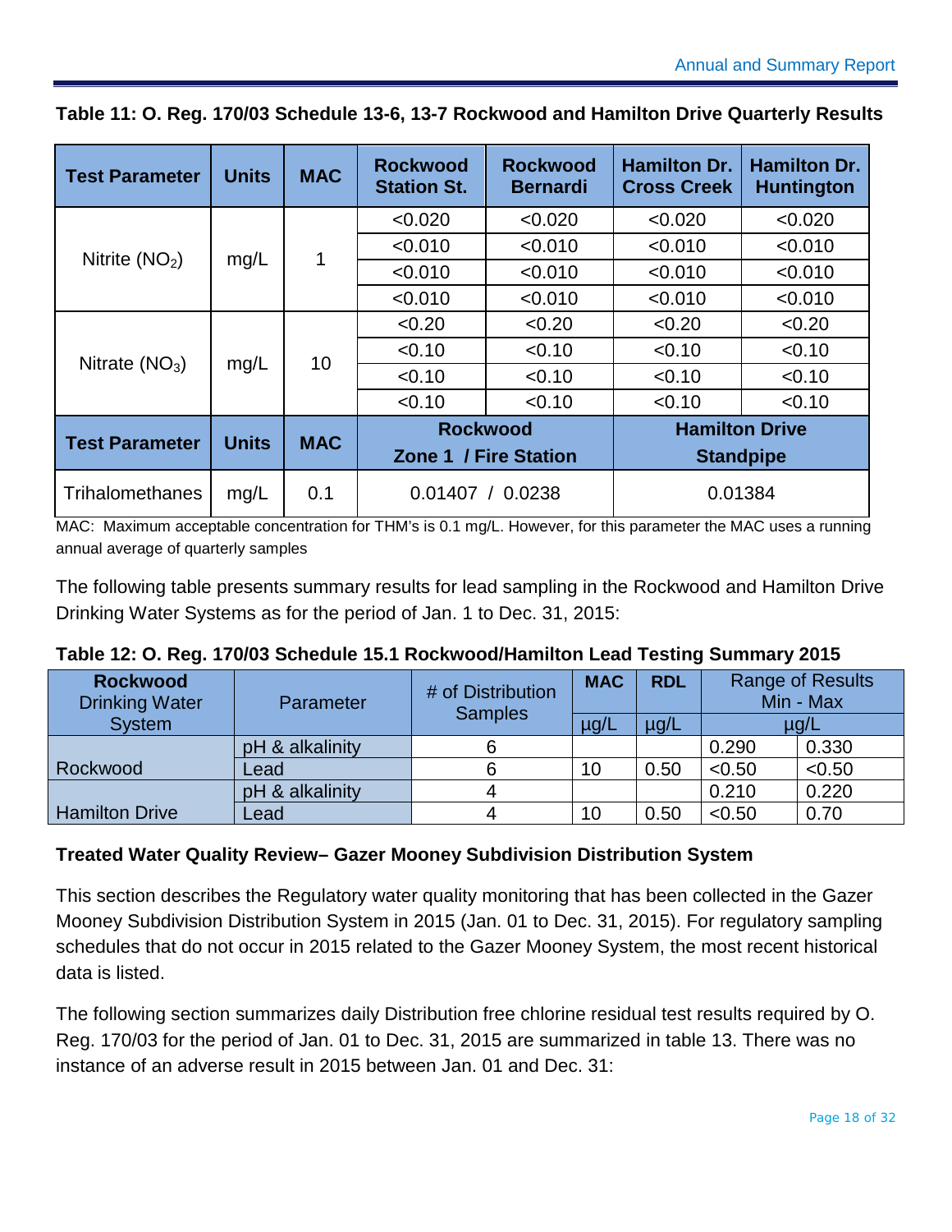**Table 11: O. Reg. 170/03 Schedule 13-6, 13-7 Rockwood and Hamilton Drive Quarterly Results**

| Test Parameter | Units | MAC | Rockwood Station St. | Rockwood Bernardi | Hamilton Dr. Cross Creek | Hamilton Dr. Huntington |
|---|---|---|---|---|---|---|
| Nitrite ($NO_2$) | mg/L | 1 | <0.020 | <0.020 | <0.020 | <0.020 |
| | | | <0.010 | <0.010 | <0.010 | <0.010 |
| | | | <0.010 | <0.010 | <0.010 | <0.010 |
| | | | <0.010 | <0.010 | <0.010 | <0.010 |
| Nitrate ($NO_3$) | mg/L | 10 | <0.20 | <0.20 | <0.20 | <0.20 |
| | | | <0.10 | <0.10 | <0.10 | <0.10 |
| | | | <0.10 | <0.10 | <0.10 | <0.10 |
| | | | <0.10 | <0.10 | <0.10 | <0.10 |
| **Test Parameter** | **Units** | **MAC** | **Rockwood Zone 1 / Fire Station** | | **Hamilton Drive Standpipe** | |
| Trihalomethanes | mg/L | 0.1 | 0.01407 / 0.0238 | | 0.01384 | |

MAC: Maximum acceptable concentration for THM's is 0.1 mg/L. However, for this parameter the MAC uses a running annual average of quarterly samples

The following table presents summary results for lead sampling in the Rockwood and Hamilton Drive Drinking Water Systems as for the period of Jan. 1 to Dec. 31, 2015:

**Table 12: O. Reg. 170/03 Schedule 15.1 Rockwood/Hamilton Lead Testing Summary 2015**

| Rockwood Drinking Water System | Parameter | # of Distribution Samples | MAC | RDL | Range of Results Min - Max | |
|---|---|---|---|---|---|---|
| | | | µg/L | µg/L | µg/L | |
| Rockwood | pH & alkalinity | 6 | | | 0.290 | 0.330 |
| | Lead | 6 | 10 | 0.50 | <0.50 | <0.50 |
| Hamilton Drive | pH & alkalinity | 4 | | | 0.210 | 0.220 |
| | Lead | 4 | 10 | 0.50 | <0.50 | 0.70 |

**Treated Water Quality Review– Gazer Mooney Subdivision Distribution System**

This section describes the Regulatory water quality monitoring that has been collected in the Gazer Mooney Subdivision Distribution System in 2015 (Jan. 01 to Dec. 31, 2015). For regulatory sampling schedules that do not occur in 2015 related to the Gazer Mooney System, the most recent historical data is listed.

The following section summarizes daily Distribution free chlorine residual test results required by O. Reg. 170/03 for the period of Jan. 01 to Dec. 31, 2015 are summarized in table 13. There was no instance of an adverse result in 2015 between Jan. 01 and Dec. 31: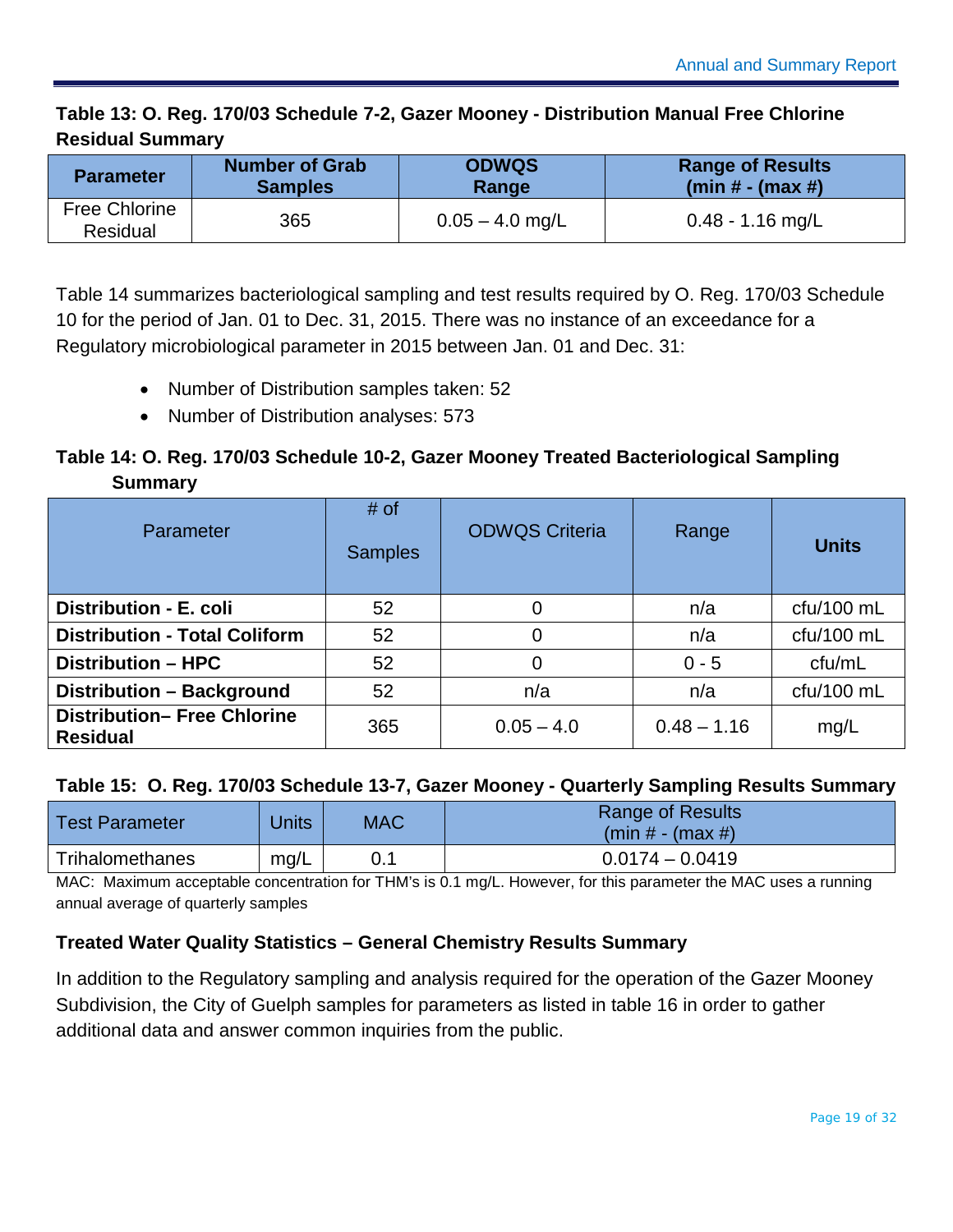**Table 13: O. Reg. 170/03 Schedule 7-2, Gazer Mooney - Distribution Manual Free Chlorine Residual Summary**

| Parameter | Number of Grab Samples | ODWQS Range | Range of Results (min # - (max #) |
|---|---|---|---|
| Free Chlorine Residual | 365 | 0.05 – 4.0 mg/L | 0.48 - 1.16 mg/L |

Table 14 summarizes bacteriological sampling and test results required by O. Reg. 170/03 Schedule 10 for the period of Jan. 01 to Dec. 31, 2015. There was no instance of an exceedance for a Regulatory microbiological parameter in 2015 between Jan. 01 and Dec. 31:

- Number of Distribution samples taken: 52
- Number of Distribution analyses: 573

**Table 14: O. Reg. 170/03 Schedule 10-2, Gazer Mooney Treated Bacteriological Sampling Summary**

| Parameter | # of Samples | ODWQS Criteria | Range | Units |
|---|---|---|---|---|
| **Distribution - E. coli** | 52 | 0 | n/a | cfu/100 mL |
| **Distribution - Total Coliform** | 52 | 0 | n/a | cfu/100 mL |
| **Distribution – HPC** | 52 | 0 | 0 - 5 | cfu/mL |
| **Distribution – Background** | 52 | n/a | n/a | cfu/100 mL |
| **Distribution– Free Chlorine Residual** | 365 | 0.05 – 4.0 | 0.48 – 1.16 | mg/L |

**Table 15: O. Reg. 170/03 Schedule 13-7, Gazer Mooney - Quarterly Sampling Results Summary**

| Test Parameter | Units | MAC | Range of Results (min # - (max #) |
|---|---|---|---|
| Trihalomethanes | mg/L | 0.1 | 0.0174 – 0.0419 |

MAC: Maximum acceptable concentration for THM's is 0.1 mg/L. However, for this parameter the MAC uses a running annual average of quarterly samples

**Treated Water Quality Statistics – General Chemistry Results Summary**

In addition to the Regulatory sampling and analysis required for the operation of the Gazer Mooney Subdivision, the City of Guelph samples for parameters as listed in table 16 in order to gather additional data and answer common inquiries from the public.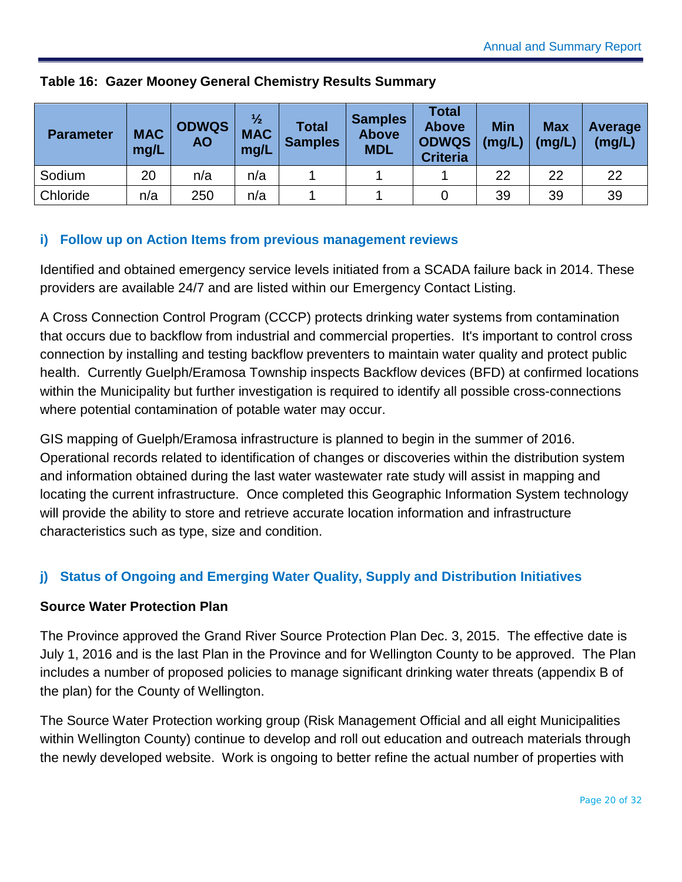**Table 16: Gazer Mooney General Chemistry Results Summary**

| Parameter | MAC mg/L | ODWQS AO | ½ MAC mg/L | Total Samples | Samples Above MDL | Total Above ODWQS Criteria | Min (mg/L) | Max (mg/L) | Average (mg/L) |
|---|---|---|---|---|---|---|---|---|---|
| Sodium | 20 | n/a | n/a | 1 | 1 | 1 | 22 | 22 | 22 |
| Chloride | n/a | 250 | n/a | 1 | 1 | 0 | 39 | 39 | 39 |

### i) Follow up on Action Items from previous management reviews

Identified and obtained emergency service levels initiated from a SCADA failure back in 2014. These providers are available 24/7 and are listed within our Emergency Contact Listing.

A Cross Connection Control Program (CCCP) protects drinking water systems from contamination that occurs due to backflow from industrial and commercial properties. It's important to control cross connection by installing and testing backflow preventers to maintain water quality and protect public health. Currently Guelph/Eramosa Township inspects Backflow devices (BFD) at confirmed locations within the Municipality but further investigation is required to identify all possible cross-connections where potential contamination of potable water may occur.

GIS mapping of Guelph/Eramosa infrastructure is planned to begin in the summer of 2016. Operational records related to identification of changes or discoveries within the distribution system and information obtained during the last water wastewater rate study will assist in mapping and locating the current infrastructure. Once completed this Geographic Information System technology will provide the ability to store and retrieve accurate location information and infrastructure characteristics such as type, size and condition.

### j) Status of Ongoing and Emerging Water Quality, Supply and Distribution Initiatives

**Source Water Protection Plan**

The Province approved the Grand River Source Protection Plan Dec. 3, 2015. The effective date is July 1, 2016 and is the last Plan in the Province and for Wellington County to be approved. The Plan includes a number of proposed policies to manage significant drinking water threats (appendix B of the plan) for the County of Wellington.

The Source Water Protection working group (Risk Management Official and all eight Municipalities within Wellington County) continue to develop and roll out education and outreach materials through the newly developed website. Work is ongoing to better refine the actual number of properties with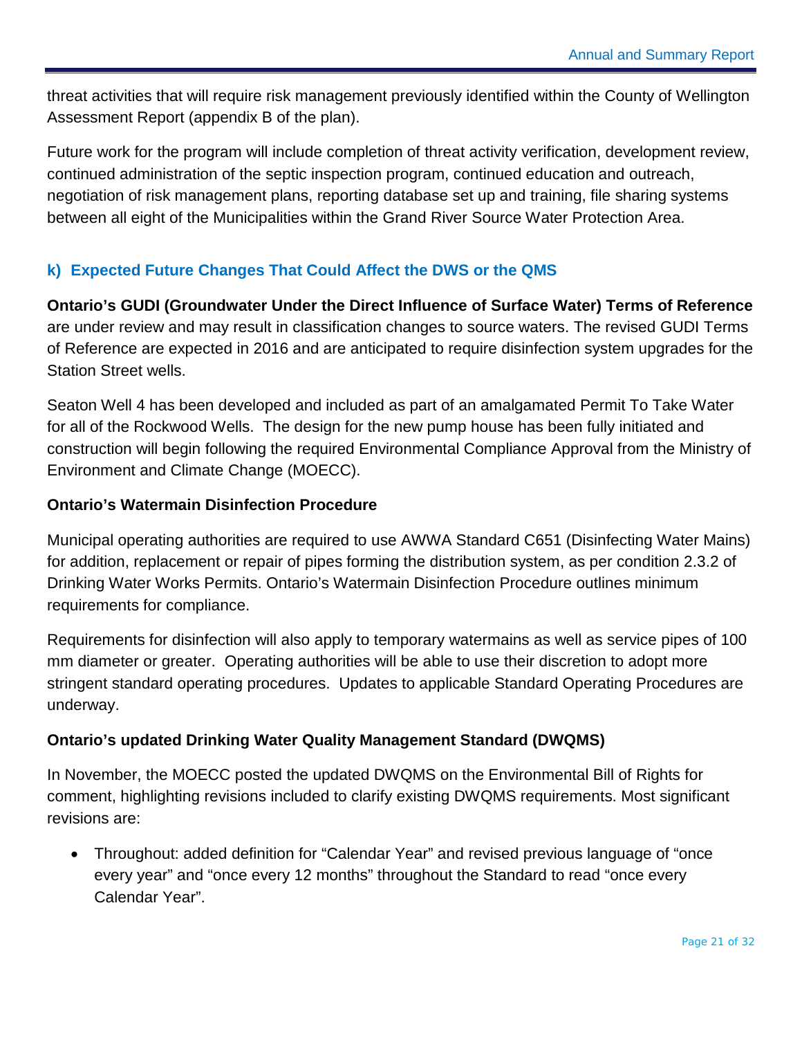threat activities that will require risk management previously identified within the County of Wellington Assessment Report (appendix B of the plan).

Future work for the program will include completion of threat activity verification, development review, continued administration of the septic inspection program, continued education and outreach, negotiation of risk management plans, reporting database set up and training, file sharing systems between all eight of the Municipalities within the Grand River Source Water Protection Area.

## k) Expected Future Changes That Could Affect the DWS or the QMS

**Ontario's GUDI (Groundwater Under the Direct Influence of Surface Water) Terms of Reference** are under review and may result in classification changes to source waters. The revised GUDI Terms of Reference are expected in 2016 and are anticipated to require disinfection system upgrades for the Station Street wells.

Seaton Well 4 has been developed and included as part of an amalgamated Permit To Take Water for all of the Rockwood Wells. The design for the new pump house has been fully initiated and construction will begin following the required Environmental Compliance Approval from the Ministry of Environment and Climate Change (MOECC).

**Ontario's Watermain Disinfection Procedure**

Municipal operating authorities are required to use AWWA Standard C651 (Disinfecting Water Mains) for addition, replacement or repair of pipes forming the distribution system, as per condition 2.3.2 of Drinking Water Works Permits. Ontario's Watermain Disinfection Procedure outlines minimum requirements for compliance.

Requirements for disinfection will also apply to temporary watermains as well as service pipes of 100 mm diameter or greater. Operating authorities will be able to use their discretion to adopt more stringent standard operating procedures. Updates to applicable Standard Operating Procedures are underway.

**Ontario's updated Drinking Water Quality Management Standard (DWQMS)**

In November, the MOECC posted the updated DWQMS on the Environmental Bill of Rights for comment, highlighting revisions included to clarify existing DWQMS requirements. Most significant revisions are:

- Throughout: added definition for "Calendar Year" and revised previous language of "once every year" and "once every 12 months" throughout the Standard to read "once every Calendar Year".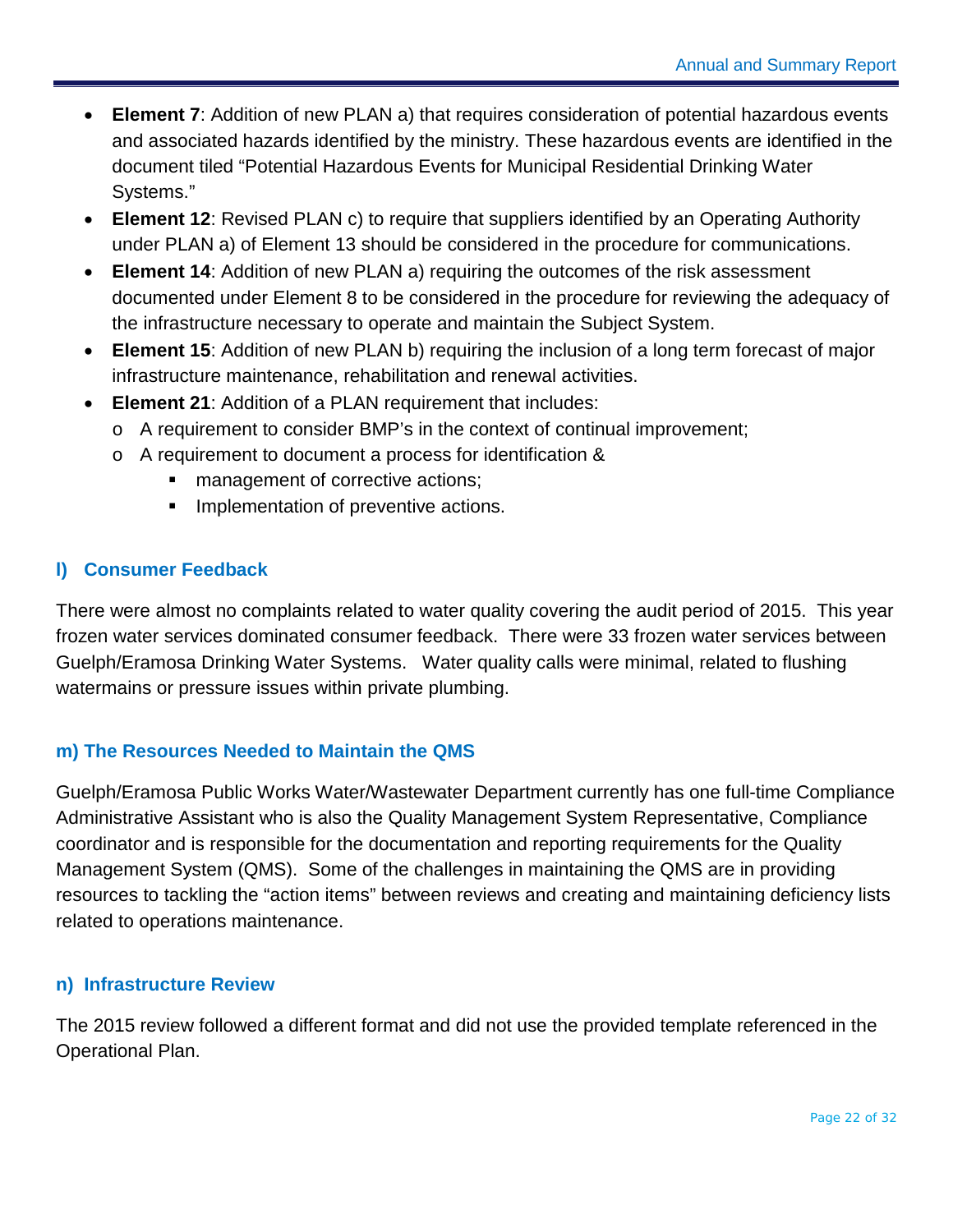- **Element 7**: Addition of new PLAN a) that requires consideration of potential hazardous events and associated hazards identified by the ministry. These hazardous events are identified in the document tiled "Potential Hazardous Events for Municipal Residential Drinking Water Systems."
- **Element 12**: Revised PLAN c) to require that suppliers identified by an Operating Authority under PLAN a) of Element 13 should be considered in the procedure for communications.
- **Element 14**: Addition of new PLAN a) requiring the outcomes of the risk assessment documented under Element 8 to be considered in the procedure for reviewing the adequacy of the infrastructure necessary to operate and maintain the Subject System.
- **Element 15**: Addition of new PLAN b) requiring the inclusion of a long term forecast of major infrastructure maintenance, rehabilitation and renewal activities.
- **Element 21**: Addition of a PLAN requirement that includes:
  - A requirement to consider BMP's in the context of continual improvement;
  - A requirement to document a process for identification &
    - management of corrective actions;
    - Implementation of preventive actions.

### l) Consumer Feedback

There were almost no complaints related to water quality covering the audit period of 2015. This year frozen water services dominated consumer feedback. There were 33 frozen water services between Guelph/Eramosa Drinking Water Systems. Water quality calls were minimal, related to flushing watermains or pressure issues within private plumbing.

### m) The Resources Needed to Maintain the QMS

Guelph/Eramosa Public Works Water/Wastewater Department currently has one full-time Compliance Administrative Assistant who is also the Quality Management System Representative, Compliance coordinator and is responsible for the documentation and reporting requirements for the Quality Management System (QMS). Some of the challenges in maintaining the QMS are in providing resources to tackling the "action items" between reviews and creating and maintaining deficiency lists related to operations maintenance.

### n) Infrastructure Review

The 2015 review followed a different format and did not use the provided template referenced in the Operational Plan.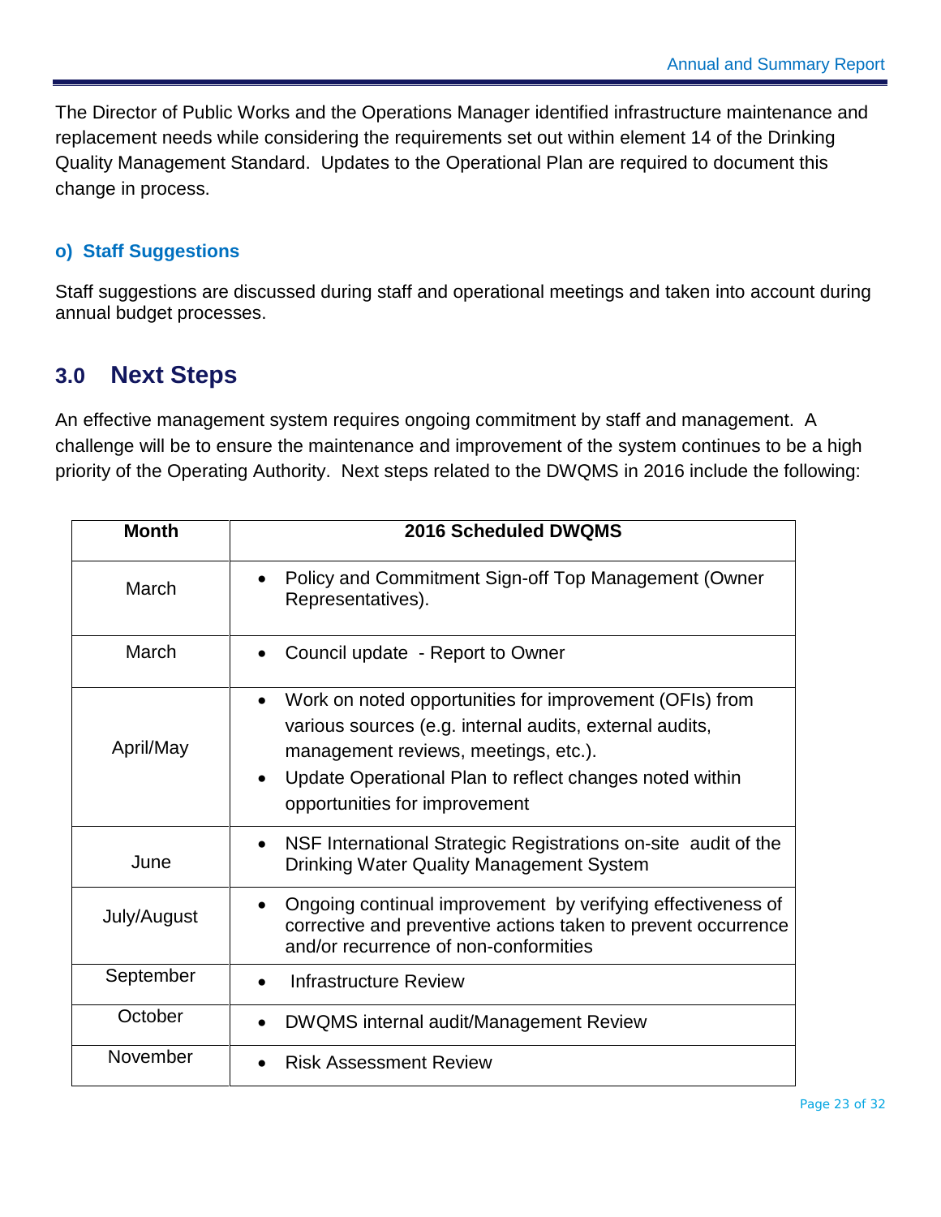The Director of Public Works and the Operations Manager identified infrastructure maintenance and replacement needs while considering the requirements set out within element 14 of the Drinking Quality Management Standard. Updates to the Operational Plan are required to document this change in process.

### o) Staff Suggestions

Staff suggestions are discussed during staff and operational meetings and taken into account during annual budget processes.

## 3.0 Next Steps

An effective management system requires ongoing commitment by staff and management. A challenge will be to ensure the maintenance and improvement of the system continues to be a high priority of the Operating Authority. Next steps related to the DWQMS in 2016 include the following:

| Month | 2016 Scheduled DWQMS |
|---|---|
| March | • Policy and Commitment Sign-off Top Management (Owner Representatives). |
| March | • Council update - Report to Owner |
| April/May | • Work on noted opportunities for improvement (OFIs) from various sources (e.g. internal audits, external audits, management reviews, meetings, etc.).<br>• Update Operational Plan to reflect changes noted within opportunities for improvement |
| June | • NSF International Strategic Registrations on-site audit of the Drinking Water Quality Management System |
| July/August | • Ongoing continual improvement by verifying effectiveness of corrective and preventive actions taken to prevent occurrence and/or recurrence of non-conformities |
| September | • Infrastructure Review |
| October | • DWQMS internal audit/Management Review |
| November | • Risk Assessment Review |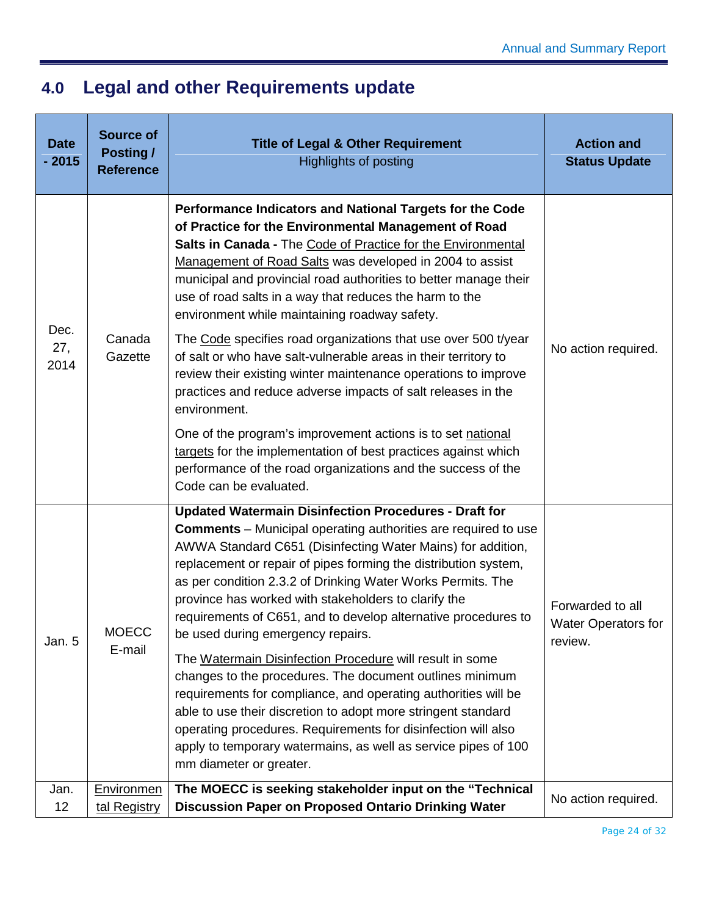## 4.0 Legal and other Requirements update

| Date - 2015 | Source of Posting / Reference | Title of Legal & Other Requirement<br>Highlights of posting | Action and Status Update |
|---|---|---|---|
| Dec. 27, 2014 | Canada Gazette | **Performance Indicators and National Targets for the Code of Practice for the Environmental Management of Road Salts in Canada -** The Code of Practice for the Environmental Management of Road Salts was developed in 2004 to assist municipal and provincial road authorities to better manage their use of road salts in a way that reduces the harm to the environment while maintaining roadway safety.<br><br>The Code specifies road organizations that use over 500 t/year of salt or who have salt-vulnerable areas in their territory to review their existing winter maintenance operations to improve practices and reduce adverse impacts of salt releases in the environment.<br><br>One of the program's improvement actions is to set national targets for the implementation of best practices against which performance of the road organizations and the success of the Code can be evaluated. | No action required. |
| Jan. 5 | MOECC E-mail | **Updated Watermain Disinfection Procedures - Draft for Comments** – Municipal operating authorities are required to use AWWA Standard C651 (Disinfecting Water Mains) for addition, replacement or repair of pipes forming the distribution system, as per condition 2.3.2 of Drinking Water Works Permits. The province has worked with stakeholders to clarify the requirements of C651, and to develop alternative procedures to be used during emergency repairs.<br><br>The Watermain Disinfection Procedure will result in some changes to the procedures. The document outlines minimum requirements for compliance, and operating authorities will be able to use their discretion to adopt more stringent standard operating procedures. Requirements for disinfection will also apply to temporary watermains, as well as service pipes of 100 mm diameter or greater. | Forwarded to all Water Operators for review. |
| Jan. 12 | Environmental Registry | **The MOECC is seeking stakeholder input on the "Technical Discussion Paper on Proposed Ontario Drinking Water** | No action required. |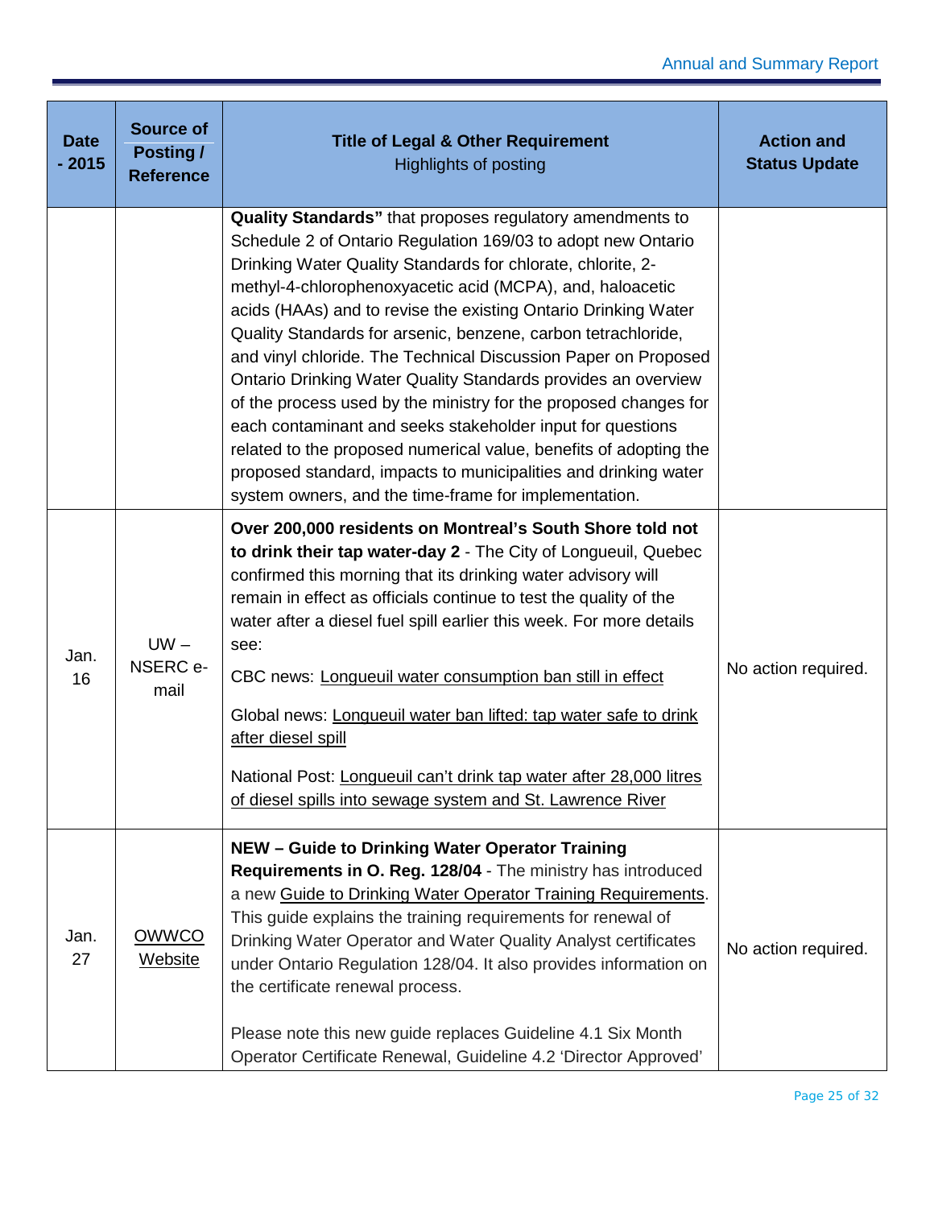| Date - 2015 | Source of Posting / Reference | Title of Legal & Other Requirement<br>Highlights of posting | Action and Status Update |
|---|---|---|---|
| | | **Quality Standards"** that proposes regulatory amendments to Schedule 2 of Ontario Regulation 169/03 to adopt new Ontario Drinking Water Quality Standards for chlorate, chlorite, 2-methyl-4-chlorophenoxyacetic acid (MCPA), and, haloacetic acids (HAAs) and to revise the existing Ontario Drinking Water Quality Standards for arsenic, benzene, carbon tetrachloride, and vinyl chloride. The Technical Discussion Paper on Proposed Ontario Drinking Water Quality Standards provides an overview of the process used by the ministry for the proposed changes for each contaminant and seeks stakeholder input for questions related to the proposed numerical value, benefits of adopting the proposed standard, impacts to municipalities and drinking water system owners, and the time-frame for implementation. | |
| Jan. 16 | UW – NSERC e-mail | **Over 200,000 residents on Montreal's South Shore told not to drink their tap water-day 2** - The City of Longueuil, Quebec confirmed this morning that its drinking water advisory will remain in effect as officials continue to test the quality of the water after a diesel fuel spill earlier this week. For more details see:<br><br>CBC news: Longueuil water consumption ban still in effect<br><br>Global news: Longueuil water ban lifted: tap water safe to drink after diesel spill<br><br>National Post: Longueuil can't drink tap water after 28,000 litres of diesel spills into sewage system and St. Lawrence River | No action required. |
| Jan. 27 | OWWCO Website | **NEW – Guide to Drinking Water Operator Training Requirements in O. Reg. 128/04** - The ministry has introduced a new Guide to Drinking Water Operator Training Requirements. This guide explains the training requirements for renewal of Drinking Water Operator and Water Quality Analyst certificates under Ontario Regulation 128/04. It also provides information on the certificate renewal process.<br><br>Please note this new guide replaces Guideline 4.1 Six Month Operator Certificate Renewal, Guideline 4.2 'Director Approved' | No action required. |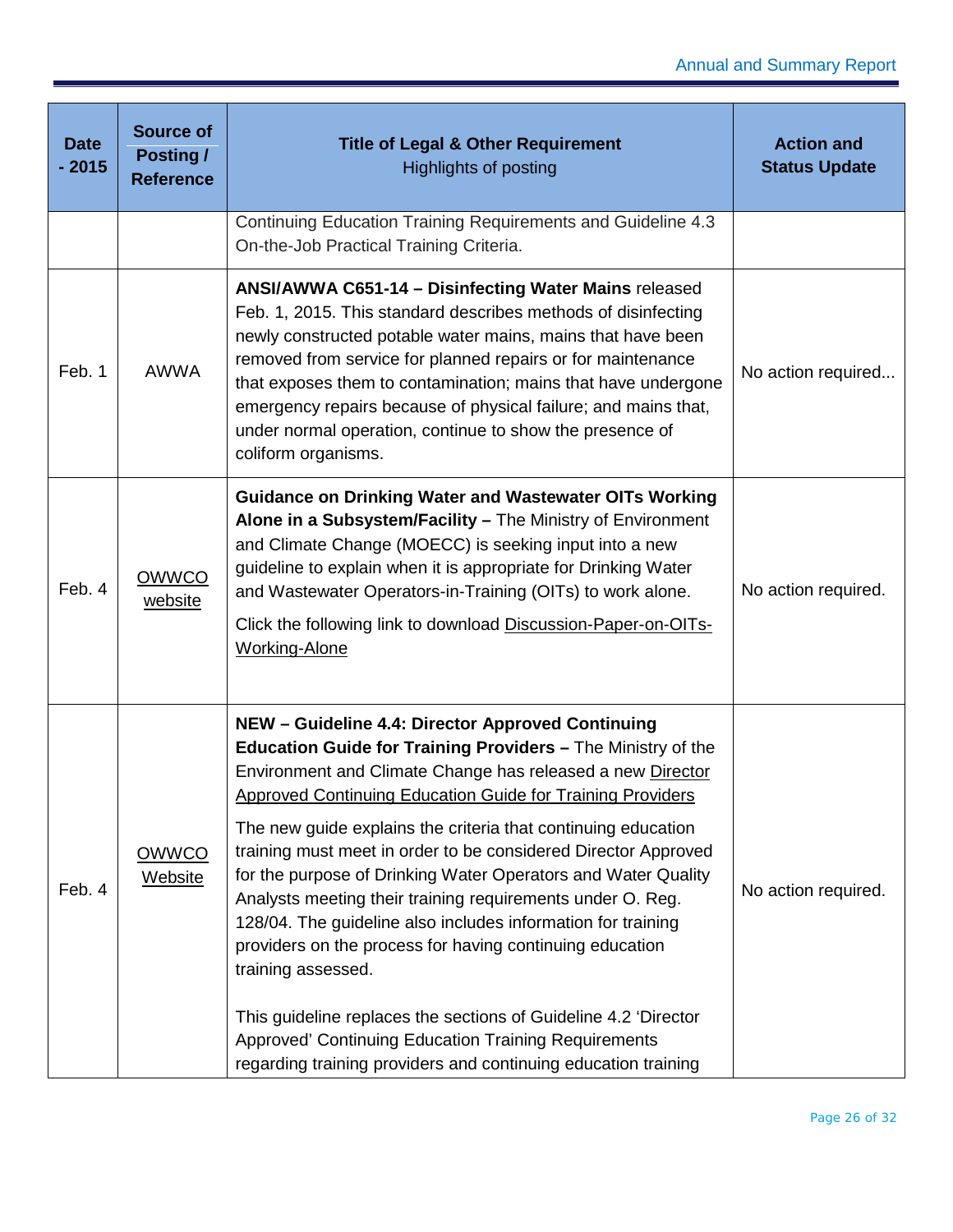| Date - 2015 | Source of Posting / Reference | Title of Legal & Other Requirement<br>Highlights of posting | Action and Status Update |
|---|---|---|---|
| | | Continuing Education Training Requirements and Guideline 4.3 On-the-Job Practical Training Criteria. | |
| Feb. 1 | AWWA | **ANSI/AWWA C651-14 – Disinfecting Water Mains** released Feb. 1, 2015. This standard describes methods of disinfecting newly constructed potable water mains, mains that have been removed from service for planned repairs or for maintenance that exposes them to contamination; mains that have undergone emergency repairs because of physical failure; and mains that, under normal operation, continue to show the presence of coliform organisms. | No action required... |
| Feb. 4 | OWWCO website | **Guidance on Drinking Water and Wastewater OITs Working Alone in a Subsystem/Facility –** The Ministry of Environment and Climate Change (MOECC) is seeking input into a new guideline to explain when it is appropriate for Drinking Water and Wastewater Operators-in-Training (OITs) to work alone.<br><br>Click the following link to download Discussion-Paper-on-OITs-Working-Alone | No action required. |
| Feb. 4 | OWWCO Website | **NEW – Guideline 4.4: Director Approved Continuing Education Guide for Training Providers –** The Ministry of the Environment and Climate Change has released a new Director Approved Continuing Education Guide for Training Providers<br><br>The new guide explains the criteria that continuing education training must meet in order to be considered Director Approved for the purpose of Drinking Water Operators and Water Quality Analysts meeting their training requirements under O. Reg. 128/04. The guideline also includes information for training providers on the process for having continuing education training assessed.<br><br>This guideline replaces the sections of Guideline 4.2 'Director Approved' Continuing Education Training Requirements regarding training providers and continuing education training | No action required. |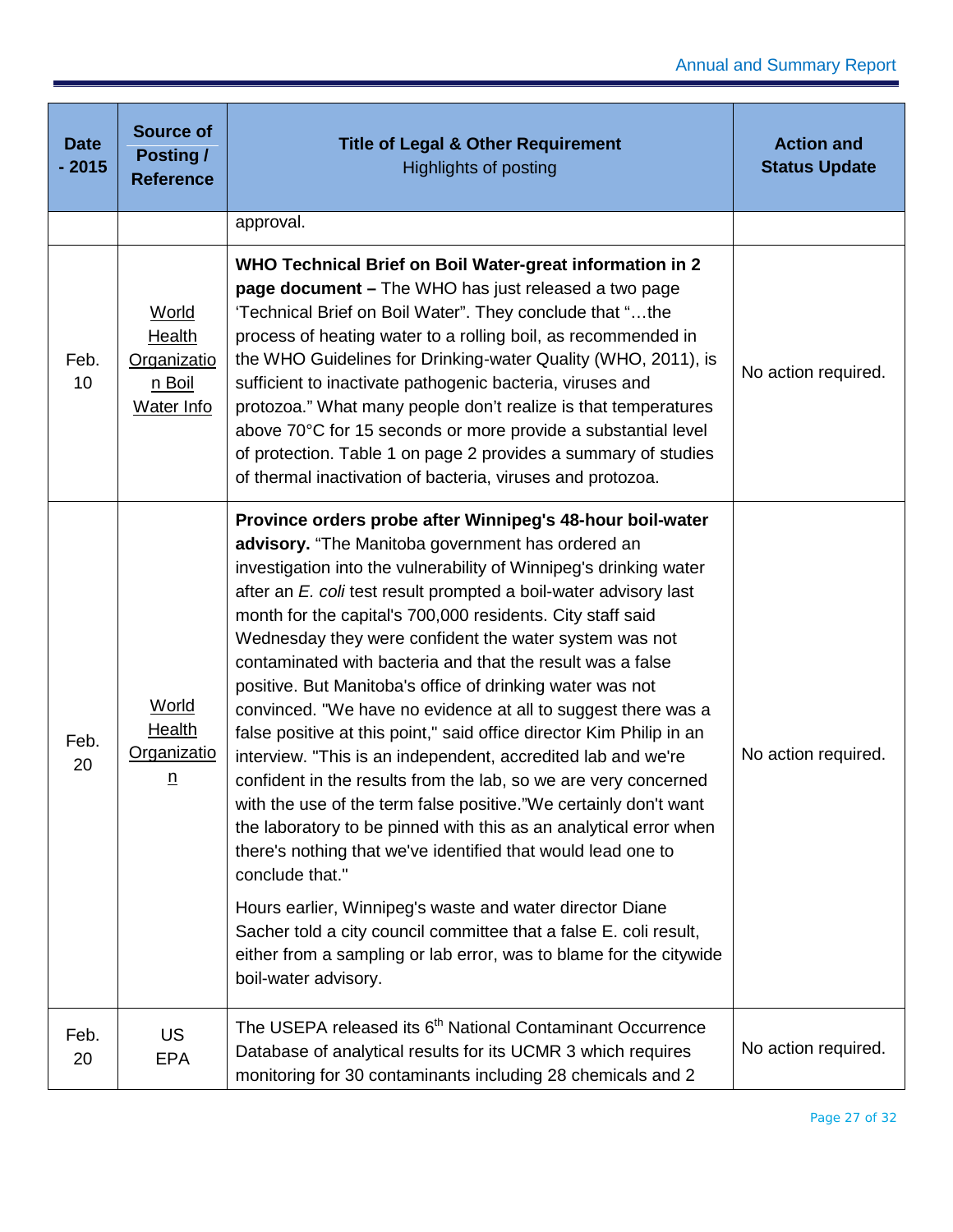| Date - 2015 | Source of Posting / Reference | Title of Legal & Other Requirement<br>Highlights of posting | Action and Status Update |
|---|---|---|---|
| | | approval. | |
| Feb. 10 | World Health Organization Boil Water Info | **WHO Technical Brief on Boil Water-great information in 2 page document –** The WHO has just released a two page 'Technical Brief on Boil Water". They conclude that "…the process of heating water to a rolling boil, as recommended in the WHO Guidelines for Drinking-water Quality (WHO, 2011), is sufficient to inactivate pathogenic bacteria, viruses and protozoa." What many people don't realize is that temperatures above 70°C for 15 seconds or more provide a substantial level of protection. Table 1 on page 2 provides a summary of studies of thermal inactivation of bacteria, viruses and protozoa. | No action required. |
| Feb. 20 | World Health Organization | **Province orders probe after Winnipeg's 48-hour boil-water advisory.** "The Manitoba government has ordered an investigation into the vulnerability of Winnipeg's drinking water after an *E. coli* test result prompted a boil-water advisory last month for the capital's 700,000 residents. City staff said Wednesday they were confident the water system was not contaminated with bacteria and that the result was a false positive. But Manitoba's office of drinking water was not convinced. "We have no evidence at all to suggest there was a false positive at this point," said office director Kim Philip in an interview. "This is an independent, accredited lab and we're confident in the results from the lab, so we are very concerned with the use of the term false positive."We certainly don't want the laboratory to be pinned with this as an analytical error when there's nothing that we've identified that would lead one to conclude that."<br><br>Hours earlier, Winnipeg's waste and water director Diane Sacher told a city council committee that a false E. coli result, either from a sampling or lab error, was to blame for the citywide boil-water advisory. | No action required. |
| Feb. 20 | US EPA | The USEPA released its 6th National Contaminant Occurrence Database of analytical results for its UCMR 3 which requires monitoring for 30 contaminants including 28 chemicals and 2 | No action required. |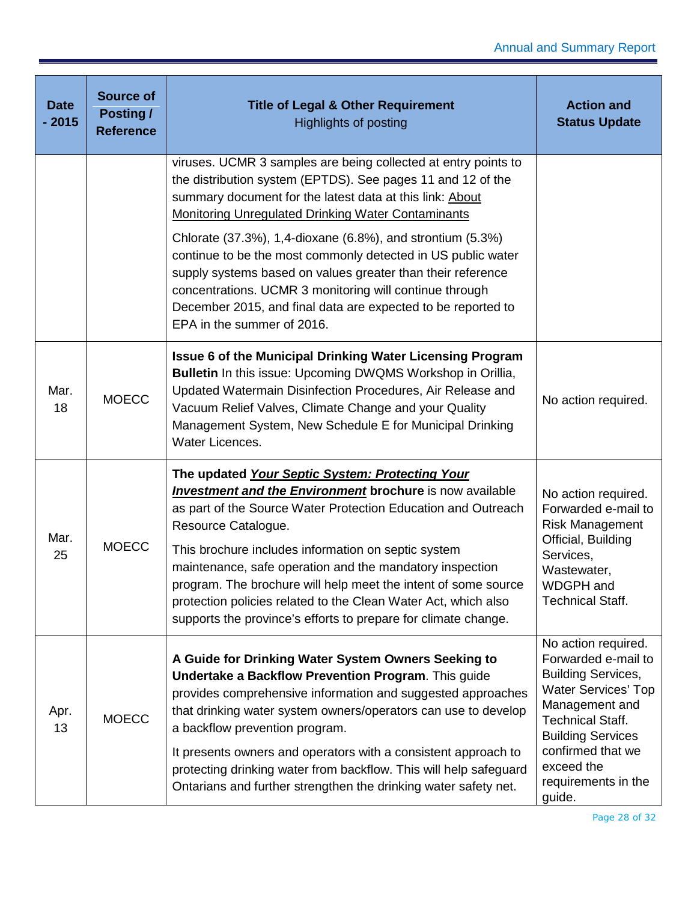| Date - 2015 | Source of Posting / Reference | Title of Legal & Other Requirement<br>Highlights of posting | Action and Status Update |
|---|---|---|---|
| | | viruses. UCMR 3 samples are being collected at entry points to the distribution system (EPTDS). See pages 11 and 12 of the summary document for the latest data at this link: About Monitoring Unregulated Drinking Water Contaminants<br><br>Chlorate (37.3%), 1,4-dioxane (6.8%), and strontium (5.3%) continue to be the most commonly detected in US public water supply systems based on values greater than their reference concentrations. UCMR 3 monitoring will continue through December 2015, and final data are expected to be reported to EPA in the summer of 2016. | |
| Mar. 18 | MOECC | **Issue 6 of the Municipal Drinking Water Licensing Program Bulletin** In this issue: Upcoming DWQMS Workshop in Orillia, Updated Watermain Disinfection Procedures, Air Release and Vacuum Relief Valves, Climate Change and your Quality Management System, New Schedule E for Municipal Drinking Water Licences. | No action required. |
| Mar. 25 | MOECC | **The updated *Your Septic System: Protecting Your Investment and the Environment* brochure** is now available as part of the Source Water Protection Education and Outreach Resource Catalogue.<br><br>This brochure includes information on septic system maintenance, safe operation and the mandatory inspection program. The brochure will help meet the intent of some source protection policies related to the Clean Water Act, which also supports the province's efforts to prepare for climate change. | No action required. Forwarded e-mail to Risk Management Official, Building Services, Wastewater, WDGPH and Technical Staff. |
| Apr. 13 | MOECC | **A Guide for Drinking Water System Owners Seeking to Undertake a Backflow Prevention Program**. This guide provides comprehensive information and suggested approaches that drinking water system owners/operators can use to develop a backflow prevention program.<br><br>It presents owners and operators with a consistent approach to protecting drinking water from backflow. This will help safeguard Ontarians and further strengthen the drinking water safety net. | No action required. Forwarded e-mail to Building Services, Water Services' Top Management and Technical Staff. Building Services confirmed that we exceed the requirements in the guide. |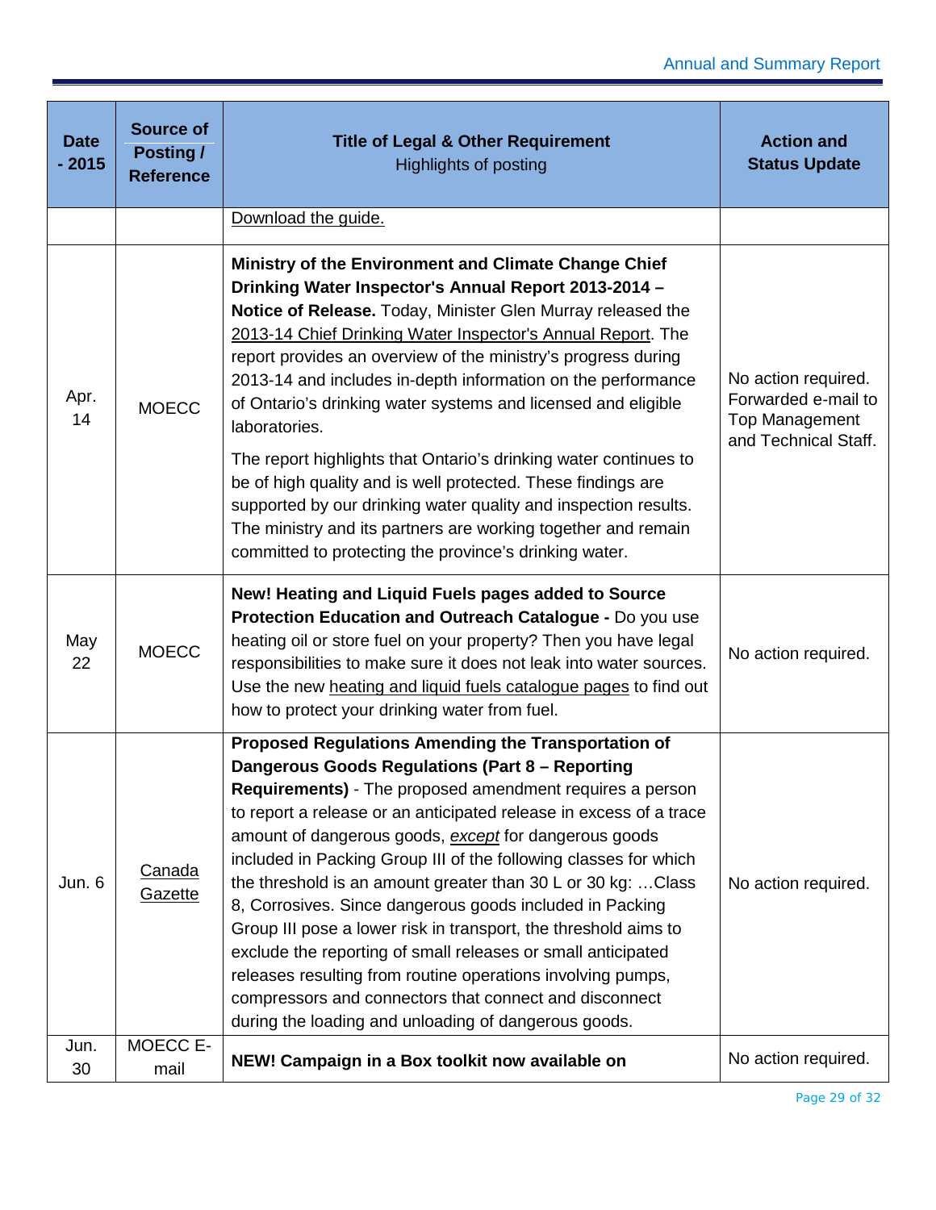| Date - 2015 | Source of Posting / Reference | **Title of Legal & Other Requirement** Highlights of posting | Action and Status Update |
|---|---|---|---|
| | | Download the guide. | |
| Apr. 14 | MOECC | **Ministry of the Environment and Climate Change Chief Drinking Water Inspector's Annual Report 2013-2014 – Notice of Release.** Today, Minister Glen Murray released the 2013-14 Chief Drinking Water Inspector's Annual Report. The report provides an overview of the ministry's progress during 2013-14 and includes in-depth information on the performance of Ontario's drinking water systems and licensed and eligible laboratories. The report highlights that Ontario's drinking water continues to be of high quality and is well protected. These findings are supported by our drinking water quality and inspection results. The ministry and its partners are working together and remain committed to protecting the province's drinking water. | No action required. Forwarded e-mail to Top Management and Technical Staff. |
| May 22 | MOECC | **New! Heating and Liquid Fuels pages added to Source Protection Education and Outreach Catalogue -** Do you use heating oil or store fuel on your property? Then you have legal responsibilities to make sure it does not leak into water sources. Use the new heating and liquid fuels catalogue pages to find out how to protect your drinking water from fuel. | No action required. |
| Jun. 6 | Canada Gazette | **Proposed Regulations Amending the Transportation of Dangerous Goods Regulations (Part 8 – Reporting Requirements)** - The proposed amendment requires a person to report a release or an anticipated release in excess of a trace amount of dangerous goods, *except* for dangerous goods included in Packing Group III of the following classes for which the threshold is an amount greater than 30 L or 30 kg: …Class 8, Corrosives. Since dangerous goods included in Packing Group III pose a lower risk in transport, the threshold aims to exclude the reporting of small releases or small anticipated releases resulting from routine operations involving pumps, compressors and connectors that connect and disconnect during the loading and unloading of dangerous goods. | No action required. |
| Jun. 30 | MOECC E-mail | **NEW! Campaign in a Box toolkit now available on** | No action required. |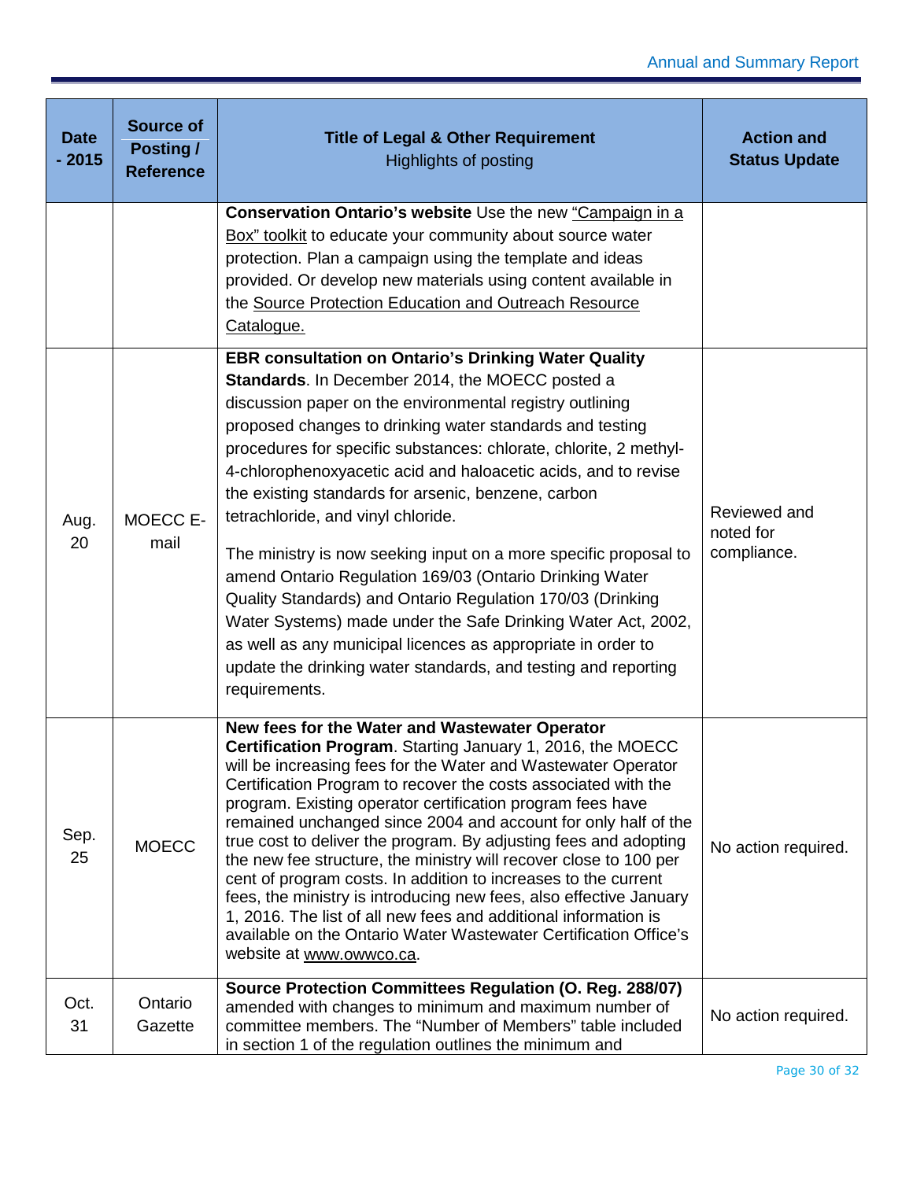| Date - 2015 | Source of Posting / Reference | Title of Legal & Other Requirement<br>Highlights of posting | Action and Status Update |
|---|---|---|---|
| | | **Conservation Ontario's website** Use the new "Campaign in a Box" toolkit to educate your community about source water protection. Plan a campaign using the template and ideas provided. Or develop new materials using content available in the Source Protection Education and Outreach Resource Catalogue. | |
| Aug. 20 | MOECC E-mail | **EBR consultation on Ontario's Drinking Water Quality Standards**. In December 2014, the MOECC posted a discussion paper on the environmental registry outlining proposed changes to drinking water standards and testing procedures for specific substances: chlorate, chlorite, 2 methyl-4-chlorophenoxyacetic acid and haloacetic acids, and to revise the existing standards for arsenic, benzene, carbon tetrachloride, and vinyl chloride.<br><br>The ministry is now seeking input on a more specific proposal to amend Ontario Regulation 169/03 (Ontario Drinking Water Quality Standards) and Ontario Regulation 170/03 (Drinking Water Systems) made under the Safe Drinking Water Act, 2002, as well as any municipal licences as appropriate in order to update the drinking water standards, and testing and reporting requirements. | Reviewed and noted for compliance. |
| Sep. 25 | MOECC | **New fees for the Water and Wastewater Operator Certification Program**. Starting January 1, 2016, the MOECC will be increasing fees for the Water and Wastewater Operator Certification Program to recover the costs associated with the program. Existing operator certification program fees have remained unchanged since 2004 and account for only half of the true cost to deliver the program. By adjusting fees and adopting the new fee structure, the ministry will recover close to 100 per cent of program costs. In addition to increases to the current fees, the ministry is introducing new fees, also effective January 1, 2016. The list of all new fees and additional information is available on the Ontario Water Wastewater Certification Office's website at www.owwco.ca. | No action required. |
| Oct. 31 | Ontario Gazette | **Source Protection Committees Regulation (O. Reg. 288/07)** amended with changes to minimum and maximum number of committee members. The "Number of Members" table included in section 1 of the regulation outlines the minimum and | No action required. |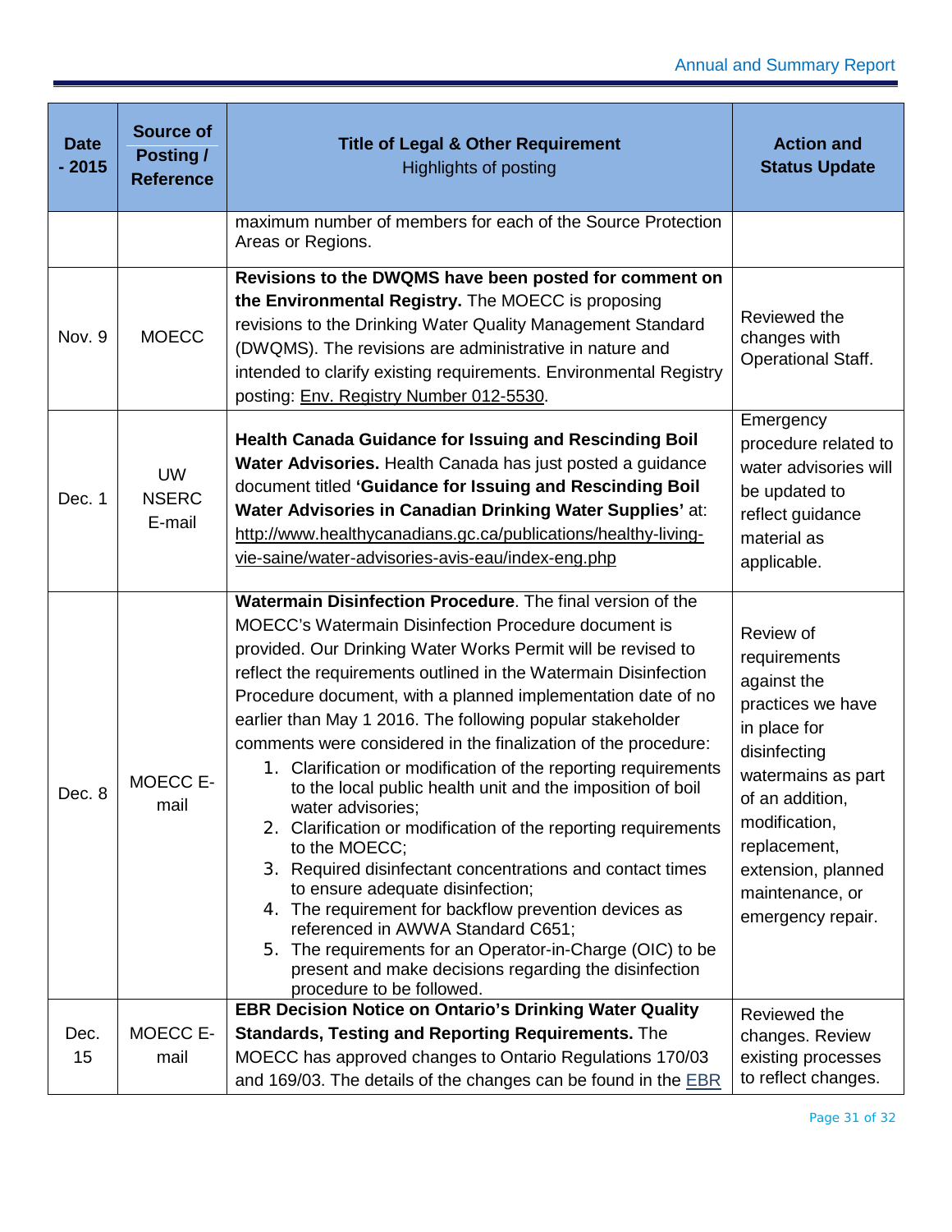| Date - 2015 | Source of Posting / Reference | Title of Legal & Other Requirement<br>Highlights of posting | Action and Status Update |
|---|---|---|---|
| | | maximum number of members for each of the Source Protection Areas or Regions. | |
| Nov. 9 | MOECC | **Revisions to the DWQMS have been posted for comment on the Environmental Registry.** The MOECC is proposing revisions to the Drinking Water Quality Management Standard (DWQMS). The revisions are administrative in nature and intended to clarify existing requirements. Environmental Registry posting: Env. Registry Number 012-5530. | Reviewed the changes with Operational Staff. |
| Dec. 1 | UW NSERC E-mail | **Health Canada Guidance for Issuing and Rescinding Boil Water Advisories.** Health Canada has just posted a guidance document titled **'Guidance for Issuing and Rescinding Boil Water Advisories in Canadian Drinking Water Supplies'** at: http://www.healthycanadians.gc.ca/publications/healthy-living-vie-saine/water-advisories-avis-eau/index-eng.php | Emergency procedure related to water advisories will be updated to reflect guidance material as applicable. |
| Dec. 8 | MOECC E-mail | **Watermain Disinfection Procedure**. The final version of the MOECC's Watermain Disinfection Procedure document is provided. Our Drinking Water Works Permit will be revised to reflect the requirements outlined in the Watermain Disinfection Procedure document, with a planned implementation date of no earlier than May 1 2016. The following popular stakeholder comments were considered in the finalization of the procedure:<br>1. Clarification or modification of the reporting requirements to the local public health unit and the imposition of boil water advisories;<br>2. Clarification or modification of the reporting requirements to the MOECC;<br>3. Required disinfectant concentrations and contact times to ensure adequate disinfection;<br>4. The requirement for backflow prevention devices as referenced in AWWA Standard C651;<br>5. The requirements for an Operator-in-Charge (OIC) to be present and make decisions regarding the disinfection procedure to be followed. | Review of requirements against the practices we have in place for disinfecting watermains as part of an addition, modification, replacement, extension, planned maintenance, or emergency repair. |
| Dec. 15 | MOECC E-mail | **EBR Decision Notice on Ontario's Drinking Water Quality Standards, Testing and Reporting Requirements.** The MOECC has approved changes to Ontario Regulations 170/03 and 169/03. The details of the changes can be found in the EBR | Reviewed the changes. Review existing processes to reflect changes. |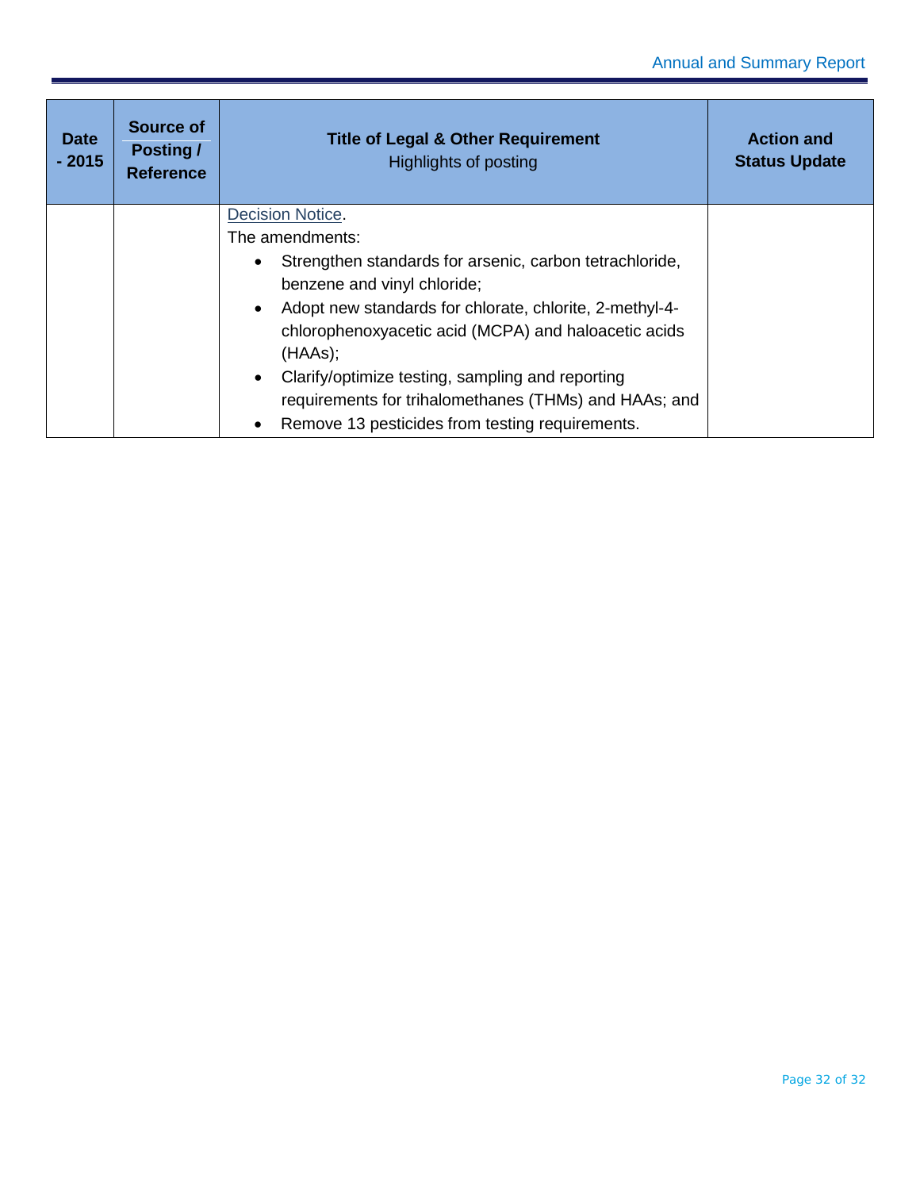| Date - 2015 | Source of Posting / Reference | Title of Legal & Other Requirement<br>Highlights of posting | Action and Status Update |
|---|---|---|---|
| | | Decision Notice.<br>The amendments:<br>• Strengthen standards for arsenic, carbon tetrachloride, benzene and vinyl chloride;<br>• Adopt new standards for chlorate, chlorite, 2-methyl-4-chlorophenoxyacetic acid (MCPA) and haloacetic acids (HAAs);<br>• Clarify/optimize testing, sampling and reporting requirements for trihalomethanes (THMs) and HAAs; and<br>• Remove 13 pesticides from testing requirements. | |